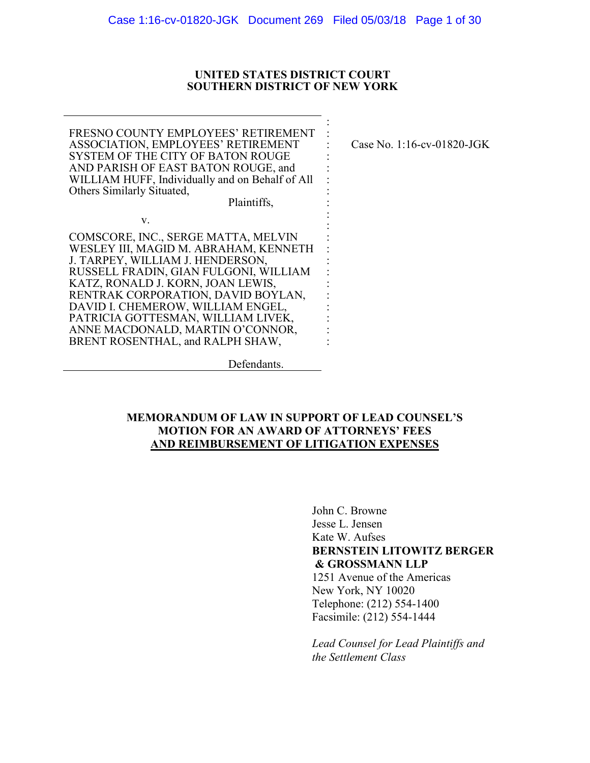UNITED STATES DISTRICT COURT
SOUTHERN DISTRICT OF NEW YORK

FRESNO COUNTY EMPLOYEES' RETIREMENT ASSOCIATION, EMPLOYEES' RETIREMENT SYSTEM OF THE CITY OF BATON ROUGE AND PARISH OF EAST BATON ROUGE, and WILLIAM HUFF, Individually and on Behalf of All Others Similarly Situated,

Plaintiffs,

v.

COMSCORE, INC., SERGE MATTA, MELVIN WESLEY III, MAGID M. ABRAHAM, KENNETH J. TARPEY, WILLIAM J. HENDERSON, RUSSELL FRADIN, GIAN FULGONI, WILLIAM KATZ, RONALD J. KORN, JOAN LEWIS, RENTRAK CORPORATION, DAVID BOYLAN, DAVID I. CHEMEROW, WILLIAM ENGEL, PATRICIA GOTTESMAN, WILLIAM LIVEK, ANNE MACDONALD, MARTIN O'CONNOR, BRENT ROSENTHAL, and RALPH SHAW,

Defendants.

Case No. 1:16-cv-01820-JGK

**MEMORANDUM OF LAW IN SUPPORT OF LEAD COUNSEL'S MOTION FOR AN AWARD OF ATTORNEYS' FEES AND REIMBURSEMENT OF LITIGATION EXPENSES**

John C. Browne
Jesse L. Jensen
Kate W. Aufses
**BERNSTEIN LITOWITZ BERGER & GROSSMANN LLP**
1251 Avenue of the Americas
New York, NY 10020
Telephone: (212) 554-1400
Facsimile: (212) 554-1444

*Lead Counsel for Lead Plaintiffs and the Settlement Class*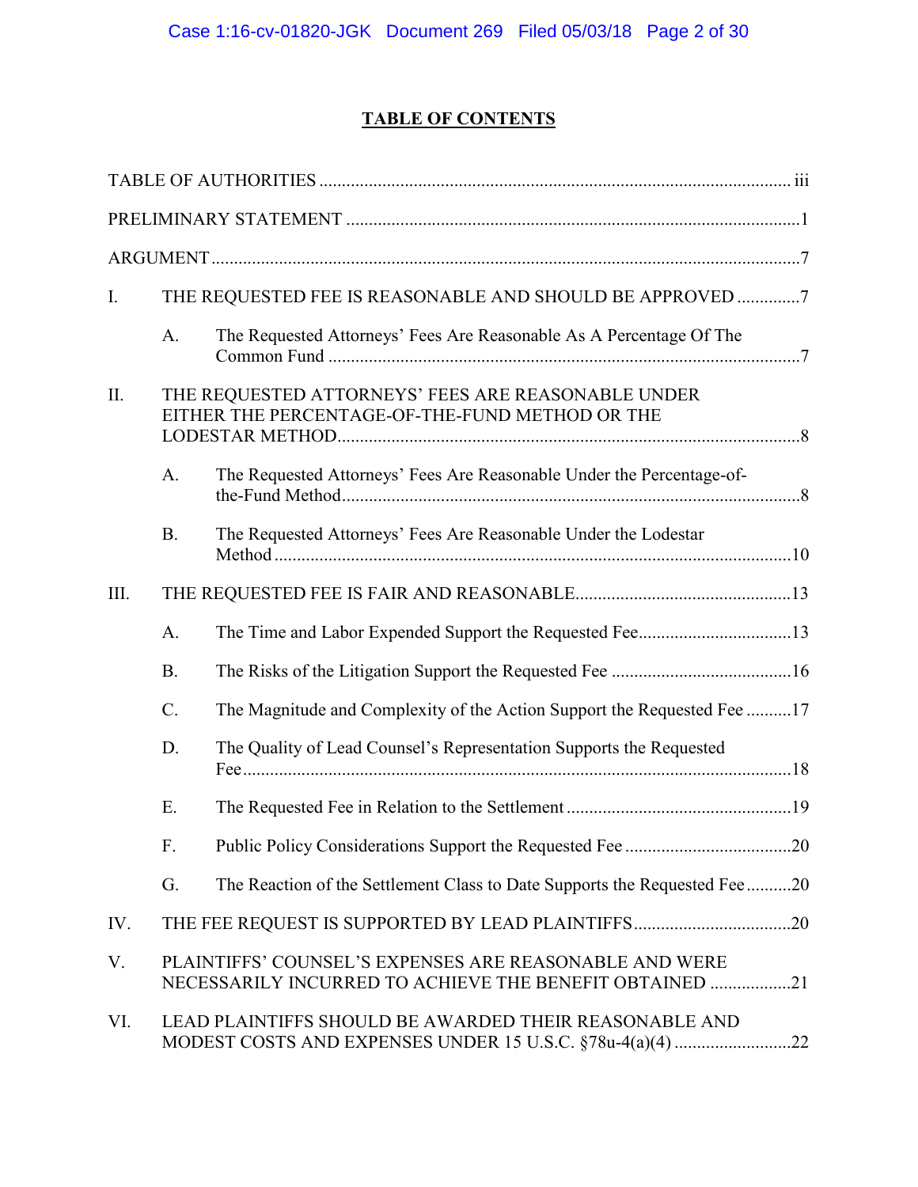# TABLE OF CONTENTS

TABLE OF AUTHORITIES ........................................................................................................ iii

PRELIMINARY STATEMENT ....................................................................................................1

ARGUMENT ..................................................................................................................................7

I. THE REQUESTED FEE IS REASONABLE AND SHOULD BE APPROVED ..............7

   A. The Requested Attorneys' Fees Are Reasonable As A Percentage Of The Common Fund .........................................................................................................7

II. THE REQUESTED ATTORNEYS' FEES ARE REASONABLE UNDER EITHER THE PERCENTAGE-OF-THE-FUND METHOD OR THE LODESTAR METHOD.......................................................................................................8

   A. The Requested Attorneys' Fees Are Reasonable Under the Percentage-of-the-Fund Method......................................................................................................8

   B. The Requested Attorneys' Fees Are Reasonable Under the Lodestar Method ..................................................................................................................10

III. THE REQUESTED FEE IS FAIR AND REASONABLE................................................13

   A. The Time and Labor Expended Support the Requested Fee..................................13

   B. The Risks of the Litigation Support the Requested Fee ........................................16

   C. The Magnitude and Complexity of the Action Support the Requested Fee ..........17

   D. The Quality of Lead Counsel's Representation Supports the Requested Fee.........................................................................................................................18

   E. The Requested Fee in Relation to the Settlement .................................................19

   F. Public Policy Considerations Support the Requested Fee .....................................20

   G. The Reaction of the Settlement Class to Date Supports the Requested Fee..........20

IV. THE FEE REQUEST IS SUPPORTED BY LEAD PLAINTIFFS ..................................20

V. PLAINTIFFS' COUNSEL'S EXPENSES ARE REASONABLE AND WERE NECESSARILY INCURRED TO ACHIEVE THE BENEFIT OBTAINED ..................21

VI. LEAD PLAINTIFFS SHOULD BE AWARDED THEIR REASONABLE AND MODEST COSTS AND EXPENSES UNDER 15 U.S.C. §78u-4(a)(4) ..........................22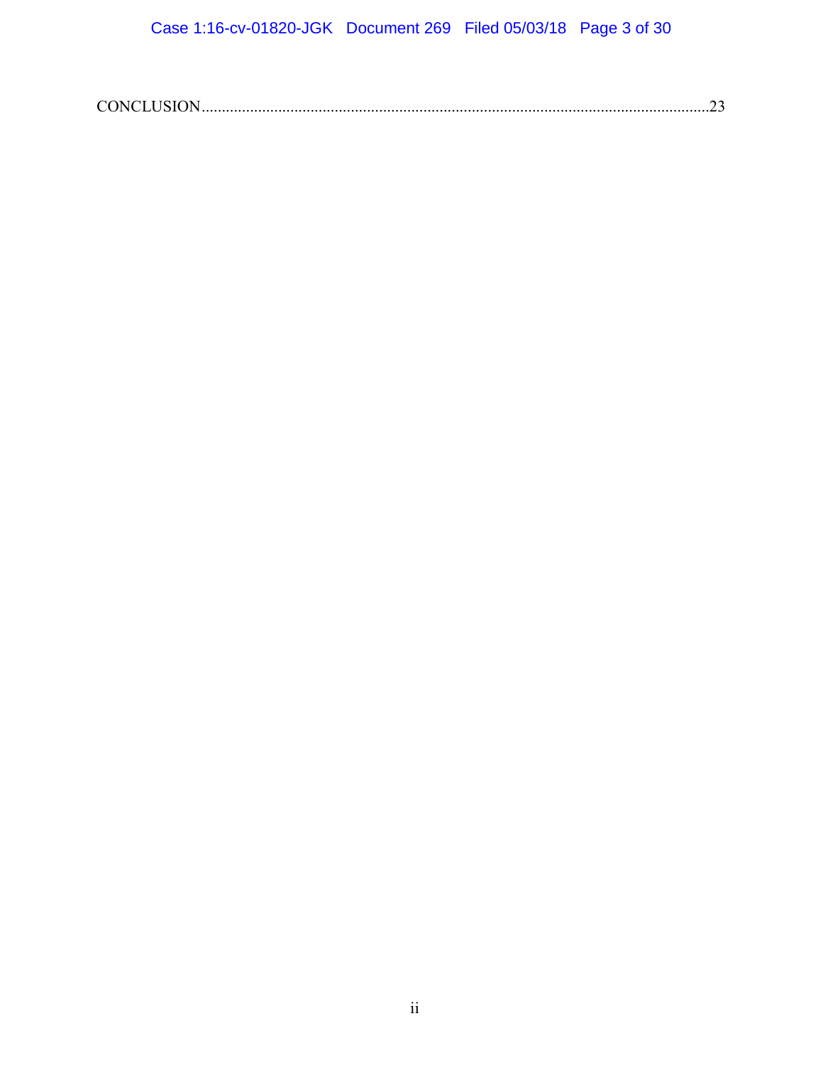CONCLUSION..........................................................................................................................23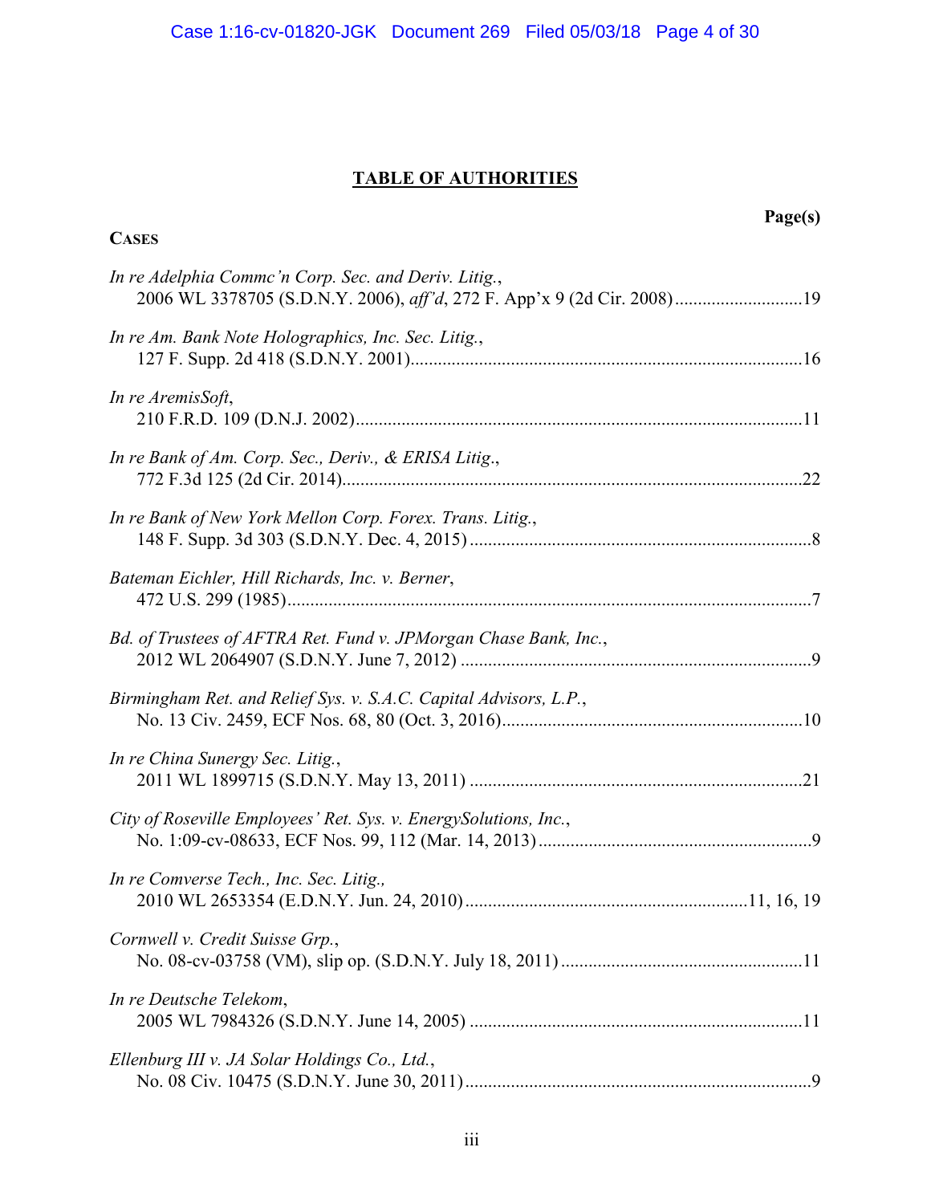# TABLE OF AUTHORITIES

**Page(s)**

**CASES**

*In re Adelphia Commc'n Corp. Sec. and Deriv. Litig.*,
2006 WL 3378705 (S.D.N.Y. 2006), *aff'd*, 272 F. App'x 9 (2d Cir. 2008)............................19

*In re Am. Bank Note Holographics, Inc. Sec. Litig.*,
127 F. Supp. 2d 418 (S.D.N.Y. 2001)......................................................................................16

*In re AremisSoft*,
210 F.R.D. 109 (D.N.J. 2002)..................................................................................................11

*In re Bank of Am. Corp. Sec., Deriv., & ERISA Litig.*,
772 F.3d 125 (2d Cir. 2014).....................................................................................................22

*In re Bank of New York Mellon Corp. Forex. Trans. Litig.*,
148 F. Supp. 3d 303 (S.D.N.Y. Dec. 4, 2015) ...........................................................................8

*Bateman Eichler, Hill Richards, Inc. v. Berner*,
472 U.S. 299 (1985)...................................................................................................................7

*Bd. of Trustees of AFTRA Ret. Fund v. JPMorgan Chase Bank, Inc.*,
2012 WL 2064907 (S.D.N.Y. June 7, 2012) .............................................................................9

*Birmingham Ret. and Relief Sys. v. S.A.C. Capital Advisors, L.P.*,
No. 13 Civ. 2459, ECF Nos. 68, 80 (Oct. 3, 2016).................................................................10

*In re China Sunergy Sec. Litig.*,
2011 WL 1899715 (S.D.N.Y. May 13, 2011) .........................................................................21

*City of Roseville Employees' Ret. Sys. v. EnergySolutions, Inc.*,
No. 1:09-cv-08633, ECF Nos. 99, 112 (Mar. 14, 2013)............................................................9

*In re Comverse Tech., Inc. Sec. Litig.*,
2010 WL 2653354 (E.D.N.Y. Jun. 24, 2010).............................................................11, 16, 19

*Cornwell v. Credit Suisse Grp.*,
No. 08-cv-03758 (VM), slip op. (S.D.N.Y. July 18, 2011) .....................................................11

*In re Deutsche Telekom*,
2005 WL 7984326 (S.D.N.Y. June 14, 2005) .........................................................................11

*Ellenburg III v. JA Solar Holdings Co., Ltd.*,
No. 08 Civ. 10475 (S.D.N.Y. June 30, 2011)............................................................................9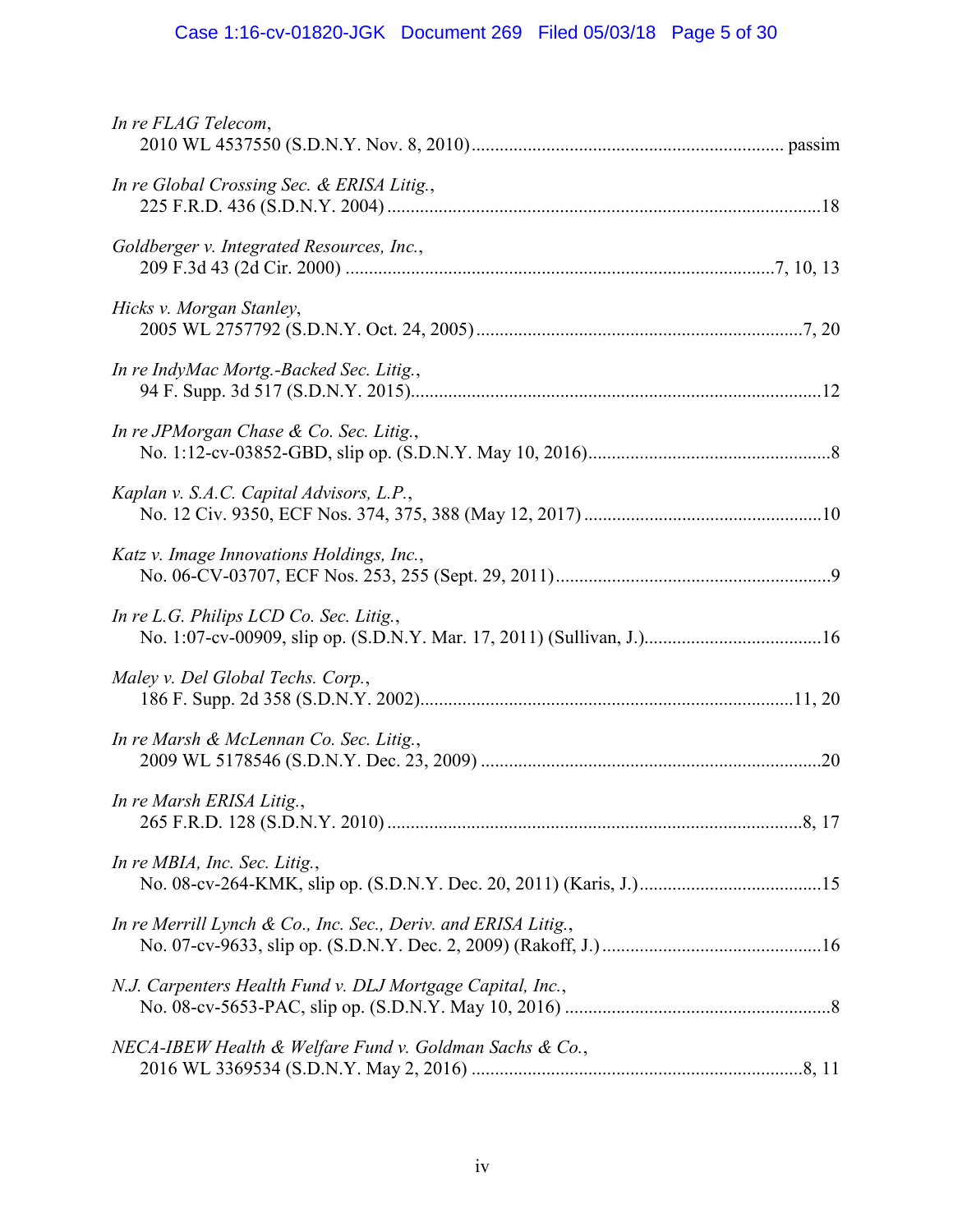*In re FLAG Telecom*,
2010 WL 4537550 (S.D.N.Y. Nov. 8, 2010) .................................................................. passim

*In re Global Crossing Sec. & ERISA Litig.*,
225 F.R.D. 436 (S.D.N.Y. 2004) .............................................................................................18

*Goldberger v. Integrated Resources, Inc.*,
209 F.3d 43 (2d Cir. 2000) ...........................................................................................7, 10, 13

*Hicks v. Morgan Stanley*,
2005 WL 2757792 (S.D.N.Y. Oct. 24, 2005) .....................................................................7, 20

*In re IndyMac Mortg.-Backed Sec. Litig.*,
94 F. Supp. 3d 517 (S.D.N.Y. 2015).......................................................................................12

*In re JPMorgan Chase & Co. Sec. Litig.*,
No. 1:12-cv-03852-GBD, slip op. (S.D.N.Y. May 10, 2016)....................................................8

*Kaplan v. S.A.C. Capital Advisors, L.P.*,
No. 12 Civ. 9350, ECF Nos. 374, 375, 388 (May 12, 2017) ..................................................10

*Katz v. Image Innovations Holdings, Inc.*,
No. 06-CV-03707, ECF Nos. 253, 255 (Sept. 29, 2011)...........................................................9

*In re L.G. Philips LCD Co. Sec. Litig.*,
No. 1:07-cv-00909, slip op. (S.D.N.Y. Mar. 17, 2011) (Sullivan, J.)......................................16

*Maley v. Del Global Techs. Corp.*,
186 F. Supp. 2d 358 (S.D.N.Y. 2002)...............................................................................11, 20

*In re Marsh & McLennan Co. Sec. Litig.*,
2009 WL 5178546 (S.D.N.Y. Dec. 23, 2009) ........................................................................20

*In re Marsh ERISA Litig.*,
265 F.R.D. 128 (S.D.N.Y. 2010) ........................................................................................8, 17

*In re MBIA, Inc. Sec. Litig.*,
No. 08-cv-264-KMK, slip op. (S.D.N.Y. Dec. 20, 2011) (Karis, J.).......................................15

*In re Merrill Lynch & Co., Inc. Sec., Deriv. and ERISA Litig.*,
No. 07-cv-9633, slip op. (S.D.N.Y. Dec. 2, 2009) (Rakoff, J.) ...............................................16

*N.J. Carpenters Health Fund v. DLJ Mortgage Capital, Inc.*,
No. 08-cv-5653-PAC, slip op. (S.D.N.Y. May 10, 2016) .........................................................8

*NECA-IBEW Health & Welfare Fund v. Goldman Sachs & Co.*,
2016 WL 3369534 (S.D.N.Y. May 2, 2016) ......................................................................8, 11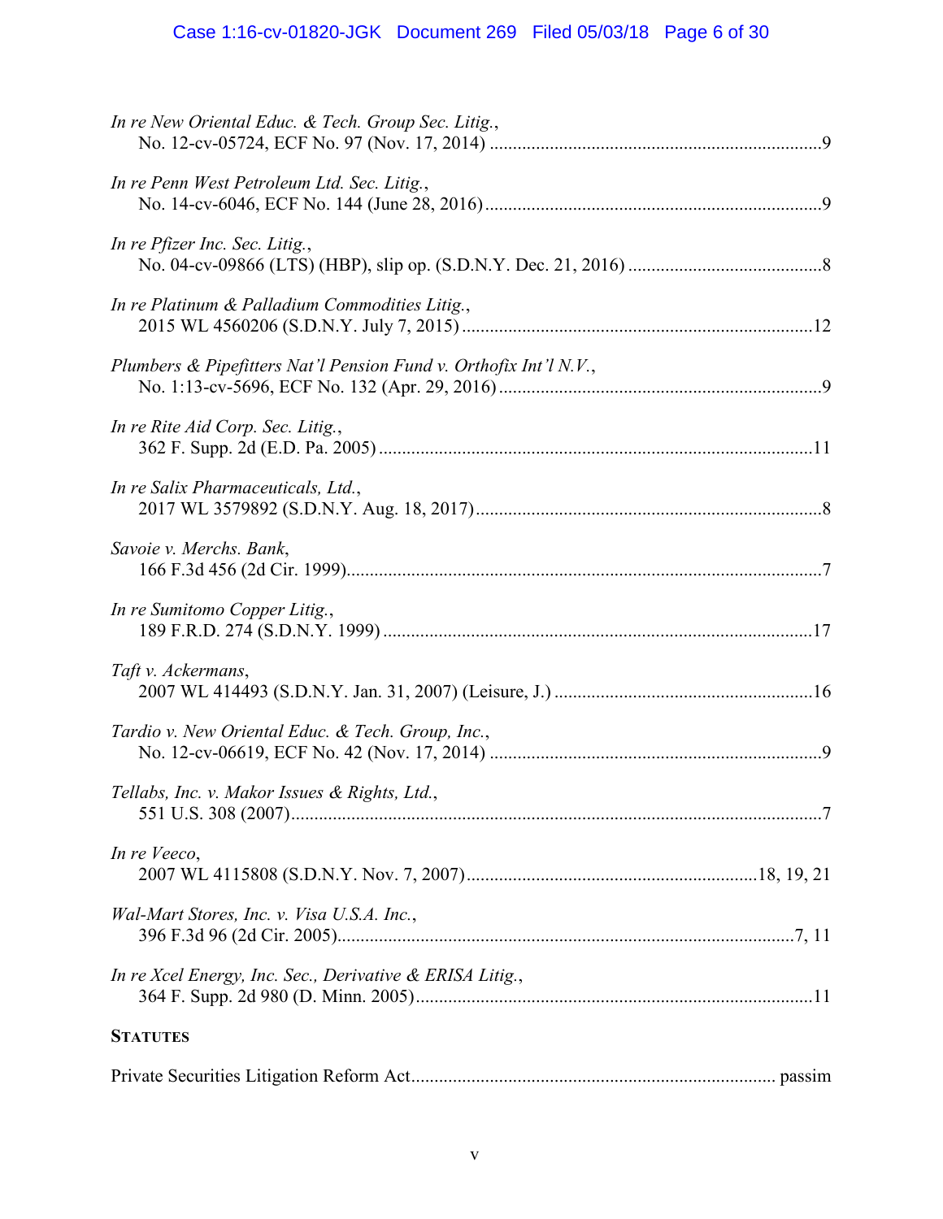*In re New Oriental Educ. & Tech. Group Sec. Litig.*,
No. 12-cv-05724, ECF No. 97 (Nov. 17, 2014) ........................................................................9

*In re Penn West Petroleum Ltd. Sec. Litig.*,
No. 14-cv-6046, ECF No. 144 (June 28, 2016) ........................................................................9

*In re Pfizer Inc. Sec. Litig.*,
No. 04-cv-09866 (LTS) (HBP), slip op. (S.D.N.Y. Dec. 21, 2016) ..........................................8

*In re Platinum & Palladium Commodities Litig.*,
2015 WL 4560206 (S.D.N.Y. July 7, 2015) ...........................................................................12

*Plumbers & Pipefitters Nat'l Pension Fund v. Orthofix Int'l N.V.*,
No. 1:13-cv-5696, ECF No. 132 (Apr. 29, 2016) .....................................................................9

*In re Rite Aid Corp. Sec. Litig.*,
362 F. Supp. 2d (E.D. Pa. 2005) .............................................................................................11

*In re Salix Pharmaceuticals, Ltd.*,
2017 WL 3579892 (S.D.N.Y. Aug. 18, 2017) ..........................................................................8

*Savoie v. Merchs. Bank*,
166 F.3d 456 (2d Cir. 1999) ......................................................................................................7

*In re Sumitomo Copper Litig.*,
189 F.R.D. 274 (S.D.N.Y. 1999) ............................................................................................17

*Taft v. Ackermans*,
2007 WL 414493 (S.D.N.Y. Jan. 31, 2007) (Leisure, J.) .......................................................16

*Tardio v. New Oriental Educ. & Tech. Group, Inc.*,
No. 12-cv-06619, ECF No. 42 (Nov. 17, 2014) .......................................................................9

*Tellabs, Inc. v. Makor Issues & Rights, Ltd.*,
551 U.S. 308 (2007) ...................................................................................................................7

*In re Veeco*,
2007 WL 4115808 (S.D.N.Y. Nov. 7, 2007) ..............................................................18, 19, 21

*Wal-Mart Stores, Inc. v. Visa U.S.A. Inc.*,
396 F.3d 96 (2d Cir. 2005) ....................................................................................................7, 11

*In re Xcel Energy, Inc. Sec., Derivative & ERISA Litig.*,
364 F. Supp. 2d 980 (D. Minn. 2005) .....................................................................................11

**STATUTES**

Private Securities Litigation Reform Act ............................................................................ passim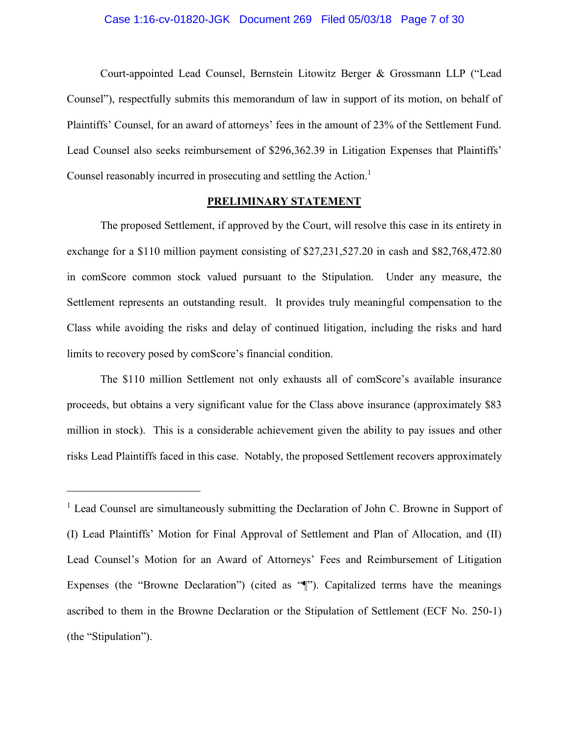Court-appointed Lead Counsel, Bernstein Litowitz Berger & Grossmann LLP ("Lead Counsel"), respectfully submits this memorandum of law in support of its motion, on behalf of Plaintiffs' Counsel, for an award of attorneys' fees in the amount of 23% of the Settlement Fund. Lead Counsel also seeks reimbursement of $296,362.39 in Litigation Expenses that Plaintiffs' Counsel reasonably incurred in prosecuting and settling the Action.[1]

## PRELIMINARY STATEMENT

The proposed Settlement, if approved by the Court, will resolve this case in its entirety in exchange for a $110 million payment consisting of $27,231,527.20 in cash and $82,768,472.80 in comScore common stock valued pursuant to the Stipulation. Under any measure, the Settlement represents an outstanding result. It provides truly meaningful compensation to the Class while avoiding the risks and delay of continued litigation, including the risks and hard limits to recovery posed by comScore's financial condition.

The $110 million Settlement not only exhausts all of comScore's available insurance proceeds, but obtains a very significant value for the Class above insurance (approximately $83 million in stock). This is a considerable achievement given the ability to pay issues and other risks Lead Plaintiffs faced in this case. Notably, the proposed Settlement recovers approximately

---

[1] Lead Counsel are simultaneously submitting the Declaration of John C. Browne in Support of (I) Lead Plaintiffs' Motion for Final Approval of Settlement and Plan of Allocation, and (II) Lead Counsel's Motion for an Award of Attorneys' Fees and Reimbursement of Litigation Expenses (the "Browne Declaration") (cited as "¶"). Capitalized terms have the meanings ascribed to them in the Browne Declaration or the Stipulation of Settlement (ECF No. 250-1) (the "Stipulation").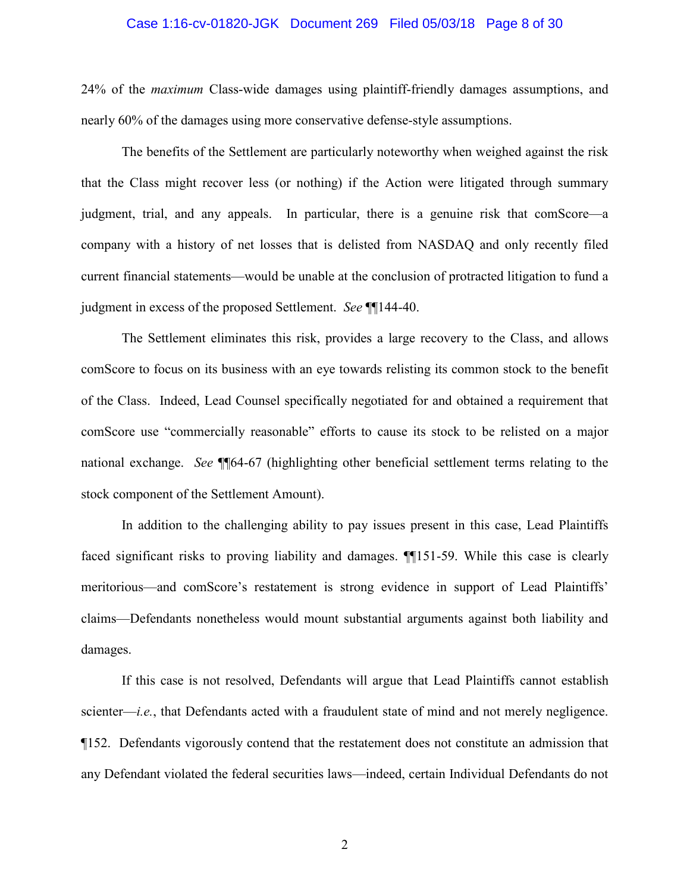24% of the *maximum* Class-wide damages using plaintiff-friendly damages assumptions, and nearly 60% of the damages using more conservative defense-style assumptions.

The benefits of the Settlement are particularly noteworthy when weighed against the risk that the Class might recover less (or nothing) if the Action were litigated through summary judgment, trial, and any appeals. In particular, there is a genuine risk that comScore—a company with a history of net losses that is delisted from NASDAQ and only recently filed current financial statements—would be unable at the conclusion of protracted litigation to fund a judgment in excess of the proposed Settlement. *See* ¶¶144-40.

The Settlement eliminates this risk, provides a large recovery to the Class, and allows comScore to focus on its business with an eye towards relisting its common stock to the benefit of the Class. Indeed, Lead Counsel specifically negotiated for and obtained a requirement that comScore use "commercially reasonable" efforts to cause its stock to be relisted on a major national exchange. *See* ¶¶64-67 (highlighting other beneficial settlement terms relating to the stock component of the Settlement Amount).

In addition to the challenging ability to pay issues present in this case, Lead Plaintiffs faced significant risks to proving liability and damages. ¶¶151-59. While this case is clearly meritorious—and comScore's restatement is strong evidence in support of Lead Plaintiffs' claims—Defendants nonetheless would mount substantial arguments against both liability and damages.

If this case is not resolved, Defendants will argue that Lead Plaintiffs cannot establish scienter—*i.e.*, that Defendants acted with a fraudulent state of mind and not merely negligence. ¶152. Defendants vigorously contend that the restatement does not constitute an admission that any Defendant violated the federal securities laws—indeed, certain Individual Defendants do not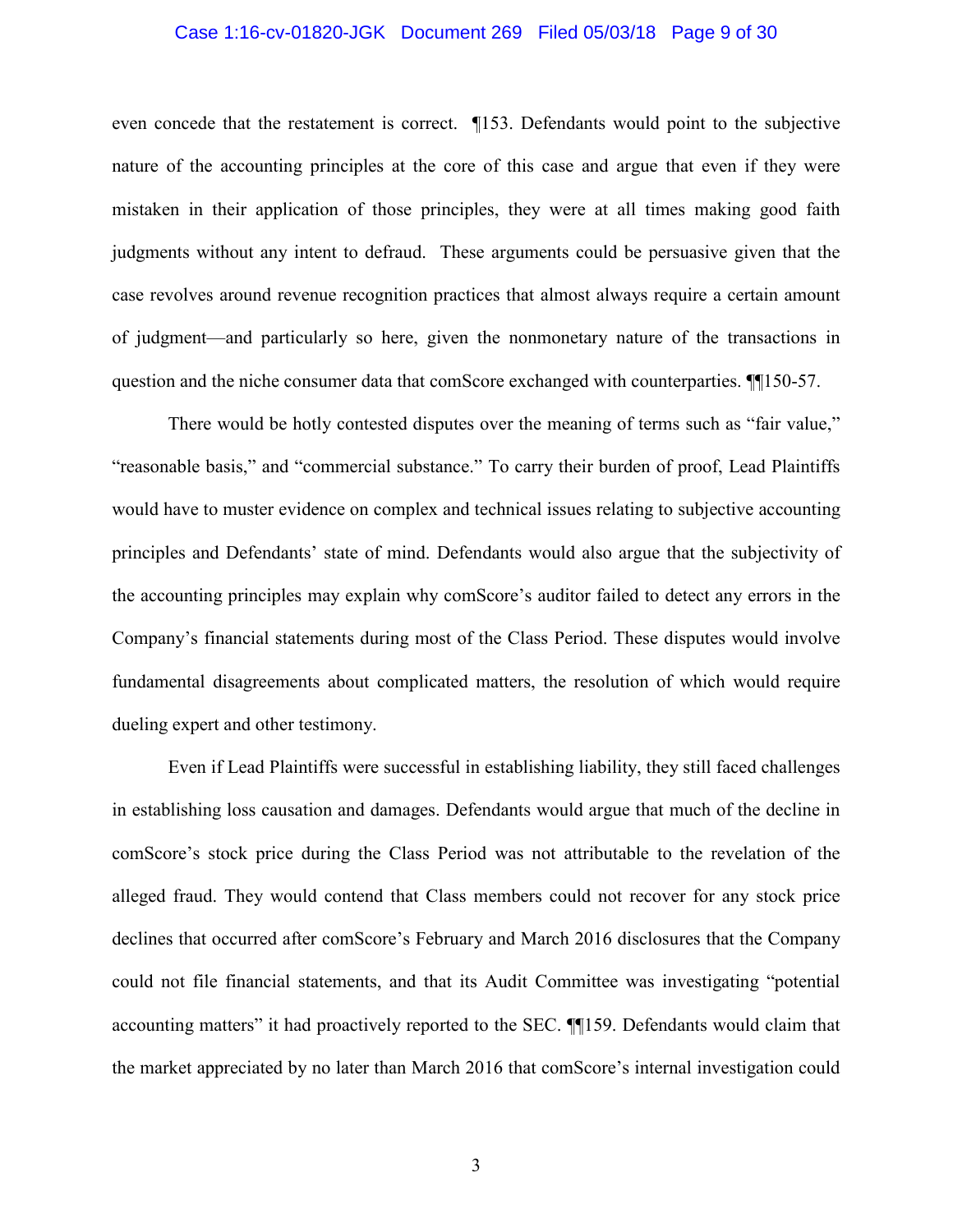even concede that the restatement is correct. ¶153. Defendants would point to the subjective nature of the accounting principles at the core of this case and argue that even if they were mistaken in their application of those principles, they were at all times making good faith judgments without any intent to defraud. These arguments could be persuasive given that the case revolves around revenue recognition practices that almost always require a certain amount of judgment—and particularly so here, given the nonmonetary nature of the transactions in question and the niche consumer data that comScore exchanged with counterparties. ¶¶150-57.

There would be hotly contested disputes over the meaning of terms such as "fair value," "reasonable basis," and "commercial substance." To carry their burden of proof, Lead Plaintiffs would have to muster evidence on complex and technical issues relating to subjective accounting principles and Defendants' state of mind. Defendants would also argue that the subjectivity of the accounting principles may explain why comScore's auditor failed to detect any errors in the Company's financial statements during most of the Class Period. These disputes would involve fundamental disagreements about complicated matters, the resolution of which would require dueling expert and other testimony.

Even if Lead Plaintiffs were successful in establishing liability, they still faced challenges in establishing loss causation and damages. Defendants would argue that much of the decline in comScore's stock price during the Class Period was not attributable to the revelation of the alleged fraud. They would contend that Class members could not recover for any stock price declines that occurred after comScore's February and March 2016 disclosures that the Company could not file financial statements, and that its Audit Committee was investigating "potential accounting matters" it had proactively reported to the SEC. ¶¶159. Defendants would claim that the market appreciated by no later than March 2016 that comScore's internal investigation could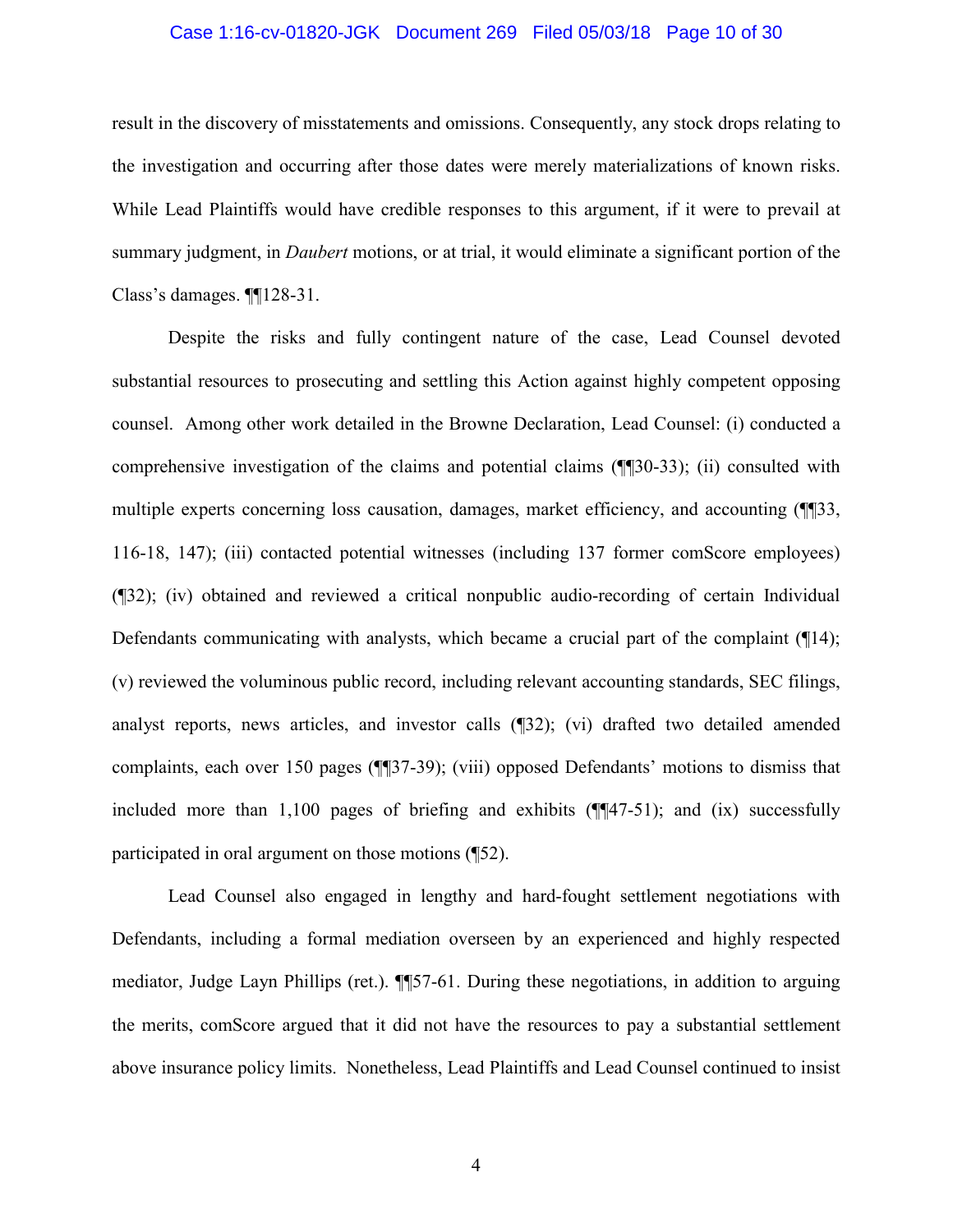result in the discovery of misstatements and omissions. Consequently, any stock drops relating to the investigation and occurring after those dates were merely materializations of known risks. While Lead Plaintiffs would have credible responses to this argument, if it were to prevail at summary judgment, in *Daubert* motions, or at trial, it would eliminate a significant portion of the Class's damages. ¶¶128-31.

Despite the risks and fully contingent nature of the case, Lead Counsel devoted substantial resources to prosecuting and settling this Action against highly competent opposing counsel. Among other work detailed in the Browne Declaration, Lead Counsel: (i) conducted a comprehensive investigation of the claims and potential claims (¶¶30-33); (ii) consulted with multiple experts concerning loss causation, damages, market efficiency, and accounting (¶¶33, 116-18, 147); (iii) contacted potential witnesses (including 137 former comScore employees) (¶32); (iv) obtained and reviewed a critical nonpublic audio-recording of certain Individual Defendants communicating with analysts, which became a crucial part of the complaint (¶14); (v) reviewed the voluminous public record, including relevant accounting standards, SEC filings, analyst reports, news articles, and investor calls (¶32); (vi) drafted two detailed amended complaints, each over 150 pages (¶¶37-39); (viii) opposed Defendants' motions to dismiss that included more than 1,100 pages of briefing and exhibits (¶¶47-51); and (ix) successfully participated in oral argument on those motions (¶52).

Lead Counsel also engaged in lengthy and hard-fought settlement negotiations with Defendants, including a formal mediation overseen by an experienced and highly respected mediator, Judge Layn Phillips (ret.). ¶¶57-61. During these negotiations, in addition to arguing the merits, comScore argued that it did not have the resources to pay a substantial settlement above insurance policy limits. Nonetheless, Lead Plaintiffs and Lead Counsel continued to insist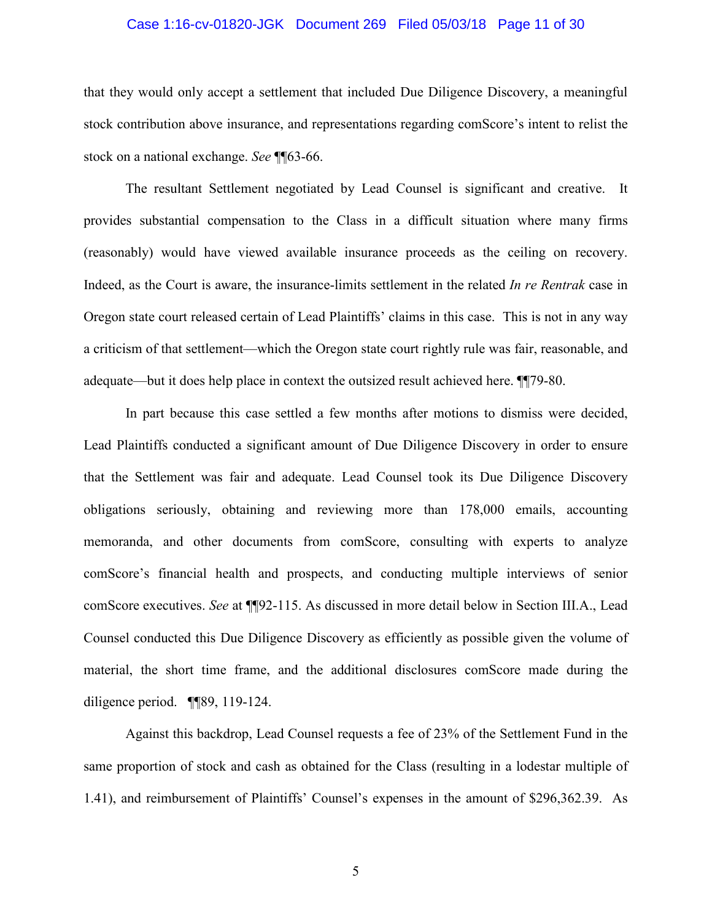that they would only accept a settlement that included Due Diligence Discovery, a meaningful stock contribution above insurance, and representations regarding comScore's intent to relist the stock on a national exchange. *See* ¶¶63-66.

The resultant Settlement negotiated by Lead Counsel is significant and creative. It provides substantial compensation to the Class in a difficult situation where many firms (reasonably) would have viewed available insurance proceeds as the ceiling on recovery. Indeed, as the Court is aware, the insurance-limits settlement in the related *In re Rentrak* case in Oregon state court released certain of Lead Plaintiffs' claims in this case. This is not in any way a criticism of that settlement—which the Oregon state court rightly rule was fair, reasonable, and adequate—but it does help place in context the outsized result achieved here. ¶¶79-80.

In part because this case settled a few months after motions to dismiss were decided, Lead Plaintiffs conducted a significant amount of Due Diligence Discovery in order to ensure that the Settlement was fair and adequate. Lead Counsel took its Due Diligence Discovery obligations seriously, obtaining and reviewing more than 178,000 emails, accounting memoranda, and other documents from comScore, consulting with experts to analyze comScore's financial health and prospects, and conducting multiple interviews of senior comScore executives. *See* at ¶¶92-115. As discussed in more detail below in Section III.A., Lead Counsel conducted this Due Diligence Discovery as efficiently as possible given the volume of material, the short time frame, and the additional disclosures comScore made during the diligence period. ¶¶89, 119-124.

Against this backdrop, Lead Counsel requests a fee of 23% of the Settlement Fund in the same proportion of stock and cash as obtained for the Class (resulting in a lodestar multiple of 1.41), and reimbursement of Plaintiffs' Counsel's expenses in the amount of $296,362.39. As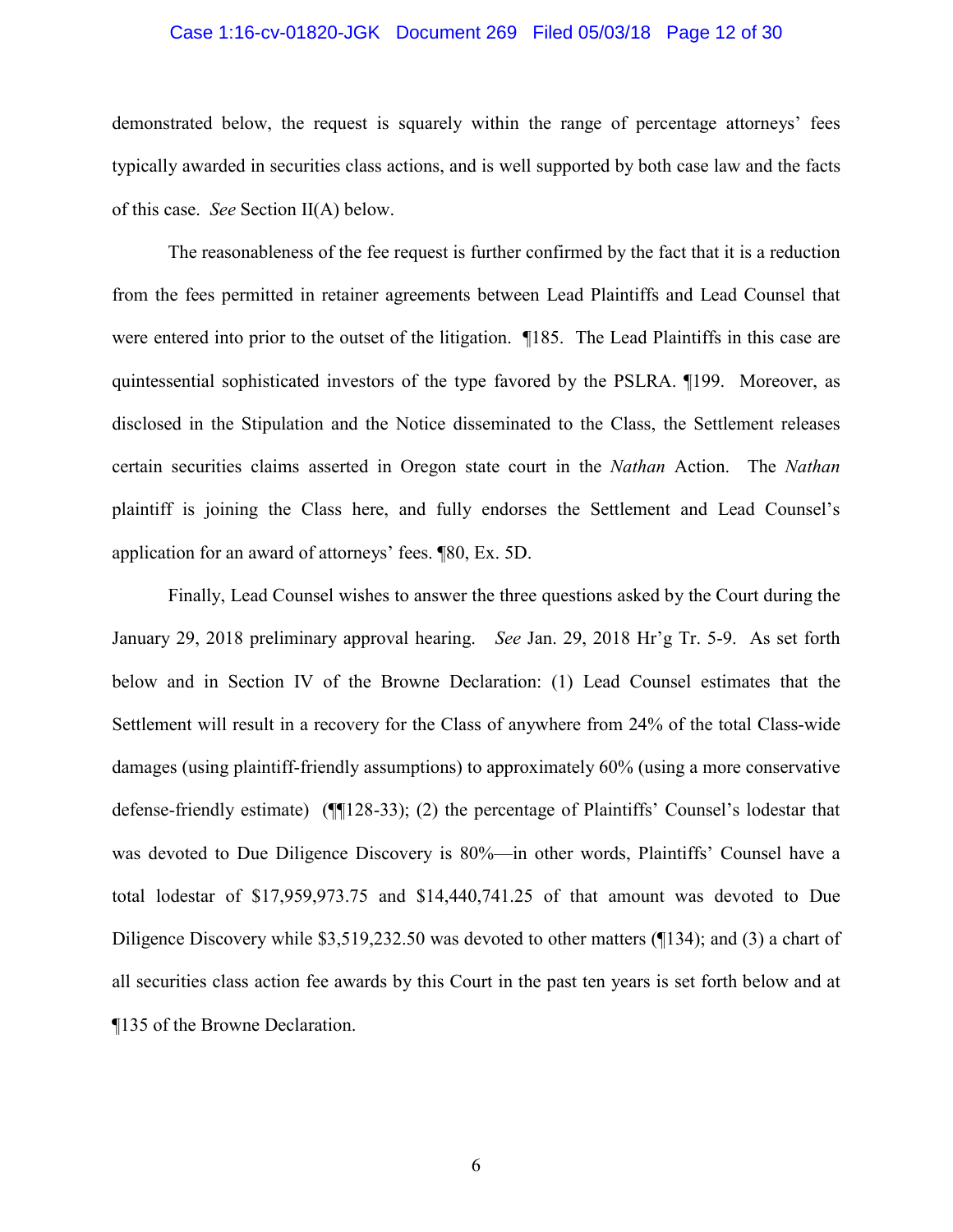demonstrated below, the request is squarely within the range of percentage attorneys' fees typically awarded in securities class actions, and is well supported by both case law and the facts of this case. *See* Section II(A) below.

The reasonableness of the fee request is further confirmed by the fact that it is a reduction from the fees permitted in retainer agreements between Lead Plaintiffs and Lead Counsel that were entered into prior to the outset of the litigation. ¶185. The Lead Plaintiffs in this case are quintessential sophisticated investors of the type favored by the PSLRA. ¶199. Moreover, as disclosed in the Stipulation and the Notice disseminated to the Class, the Settlement releases certain securities claims asserted in Oregon state court in the *Nathan* Action. The *Nathan* plaintiff is joining the Class here, and fully endorses the Settlement and Lead Counsel's application for an award of attorneys' fees. ¶80, Ex. 5D.

Finally, Lead Counsel wishes to answer the three questions asked by the Court during the January 29, 2018 preliminary approval hearing. *See* Jan. 29, 2018 Hr'g Tr. 5-9. As set forth below and in Section IV of the Browne Declaration: (1) Lead Counsel estimates that the Settlement will result in a recovery for the Class of anywhere from 24% of the total Class-wide damages (using plaintiff-friendly assumptions) to approximately 60% (using a more conservative defense-friendly estimate) (¶¶128-33); (2) the percentage of Plaintiffs' Counsel's lodestar that was devoted to Due Diligence Discovery is 80%—in other words, Plaintiffs' Counsel have a total lodestar of $17,959,973.75 and $14,440,741.25 of that amount was devoted to Due Diligence Discovery while $3,519,232.50 was devoted to other matters (¶134); and (3) a chart of all securities class action fee awards by this Court in the past ten years is set forth below and at ¶135 of the Browne Declaration.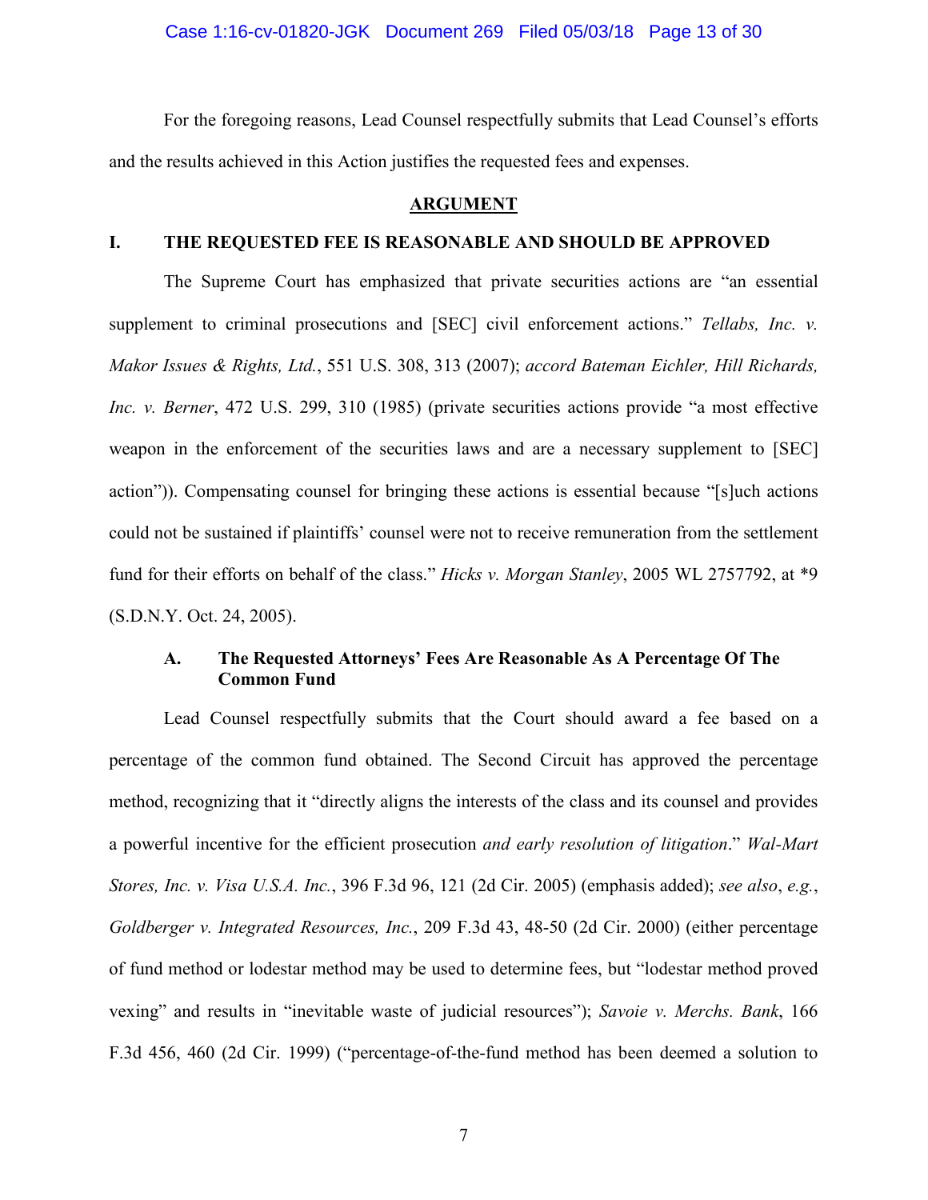For the foregoing reasons, Lead Counsel respectfully submits that Lead Counsel's efforts and the results achieved in this Action justifies the requested fees and expenses.

## ARGUMENT

### I. THE REQUESTED FEE IS REASONABLE AND SHOULD BE APPROVED

The Supreme Court has emphasized that private securities actions are "an essential supplement to criminal prosecutions and [SEC] civil enforcement actions." *Tellabs, Inc. v. Makor Issues & Rights, Ltd.*, 551 U.S. 308, 313 (2007); *accord Bateman Eichler, Hill Richards, Inc. v. Berner*, 472 U.S. 299, 310 (1985) (private securities actions provide "a most effective weapon in the enforcement of the securities laws and are a necessary supplement to [SEC] action")). Compensating counsel for bringing these actions is essential because "[s]uch actions could not be sustained if plaintiffs' counsel were not to receive remuneration from the settlement fund for their efforts on behalf of the class." *Hicks v. Morgan Stanley*, 2005 WL 2757792, at *9 (S.D.N.Y. Oct. 24, 2005).

#### A. The Requested Attorneys' Fees Are Reasonable As A Percentage Of The Common Fund

Lead Counsel respectfully submits that the Court should award a fee based on a percentage of the common fund obtained. The Second Circuit has approved the percentage method, recognizing that it "directly aligns the interests of the class and its counsel and provides a powerful incentive for the efficient prosecution *and early resolution of litigation*." *Wal-Mart Stores, Inc. v. Visa U.S.A. Inc.*, 396 F.3d 96, 121 (2d Cir. 2005) (emphasis added); *see also*, *e.g.*, *Goldberger v. Integrated Resources, Inc.*, 209 F.3d 43, 48-50 (2d Cir. 2000) (either percentage of fund method or lodestar method may be used to determine fees, but "lodestar method proved vexing" and results in "inevitable waste of judicial resources"); *Savoie v. Merchs. Bank*, 166 F.3d 456, 460 (2d Cir. 1999) ("percentage-of-the-fund method has been deemed a solution to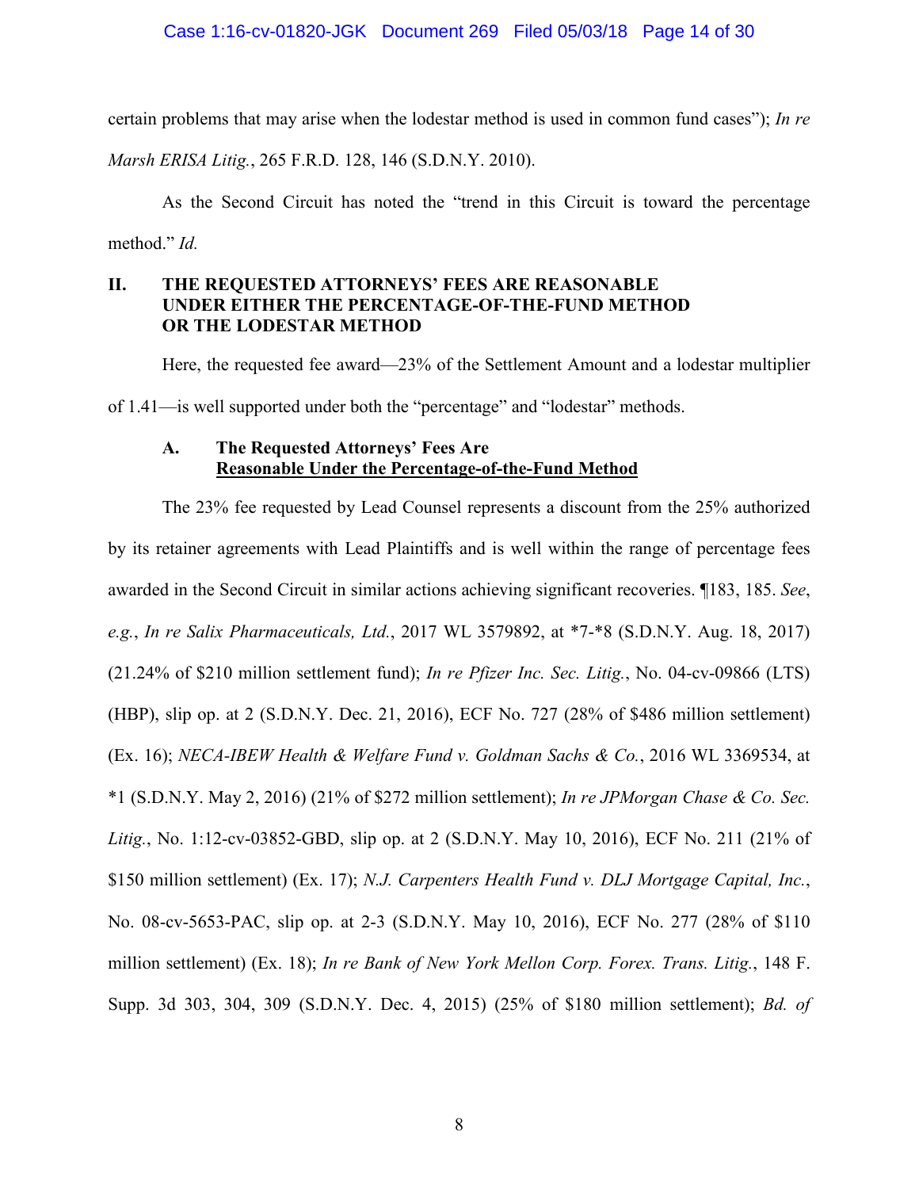certain problems that may arise when the lodestar method is used in common fund cases"); *In re Marsh ERISA Litig.*, 265 F.R.D. 128, 146 (S.D.N.Y. 2010).

As the Second Circuit has noted the "trend in this Circuit is toward the percentage method." *Id.*

## II. THE REQUESTED ATTORNEYS' FEES ARE REASONABLE UNDER EITHER THE PERCENTAGE-OF-THE-FUND METHOD OR THE LODESTAR METHOD

Here, the requested fee award—23% of the Settlement Amount and a lodestar multiplier of 1.41—is well supported under both the "percentage" and "lodestar" methods.

### A. The Requested Attorneys' Fees Are Reasonable Under the Percentage-of-the-Fund Method

The 23% fee requested by Lead Counsel represents a discount from the 25% authorized by its retainer agreements with Lead Plaintiffs and is well within the range of percentage fees awarded in the Second Circuit in similar actions achieving significant recoveries. ¶183, 185. *See, e.g.*, *In re Salix Pharmaceuticals, Ltd.*, 2017 WL 3579892, at *7-*8 (S.D.N.Y. Aug. 18, 2017) (21.24% of $210 million settlement fund); *In re Pfizer Inc. Sec. Litig.*, No. 04-cv-09866 (LTS) (HBP), slip op. at 2 (S.D.N.Y. Dec. 21, 2016), ECF No. 727 (28% of $486 million settlement) (Ex. 16); *NECA-IBEW Health & Welfare Fund v. Goldman Sachs & Co.*, 2016 WL 3369534, at *1 (S.D.N.Y. May 2, 2016) (21% of $272 million settlement); *In re JPMorgan Chase & Co. Sec. Litig.*, No. 1:12-cv-03852-GBD, slip op. at 2 (S.D.N.Y. May 10, 2016), ECF No. 211 (21% of $150 million settlement) (Ex. 17); *N.J. Carpenters Health Fund v. DLJ Mortgage Capital, Inc.*, No. 08-cv-5653-PAC, slip op. at 2-3 (S.D.N.Y. May 10, 2016), ECF No. 277 (28% of $110 million settlement) (Ex. 18); *In re Bank of New York Mellon Corp. Forex. Trans. Litig.*, 148 F. Supp. 3d 303, 304, 309 (S.D.N.Y. Dec. 4, 2015) (25% of $180 million settlement); *Bd. of*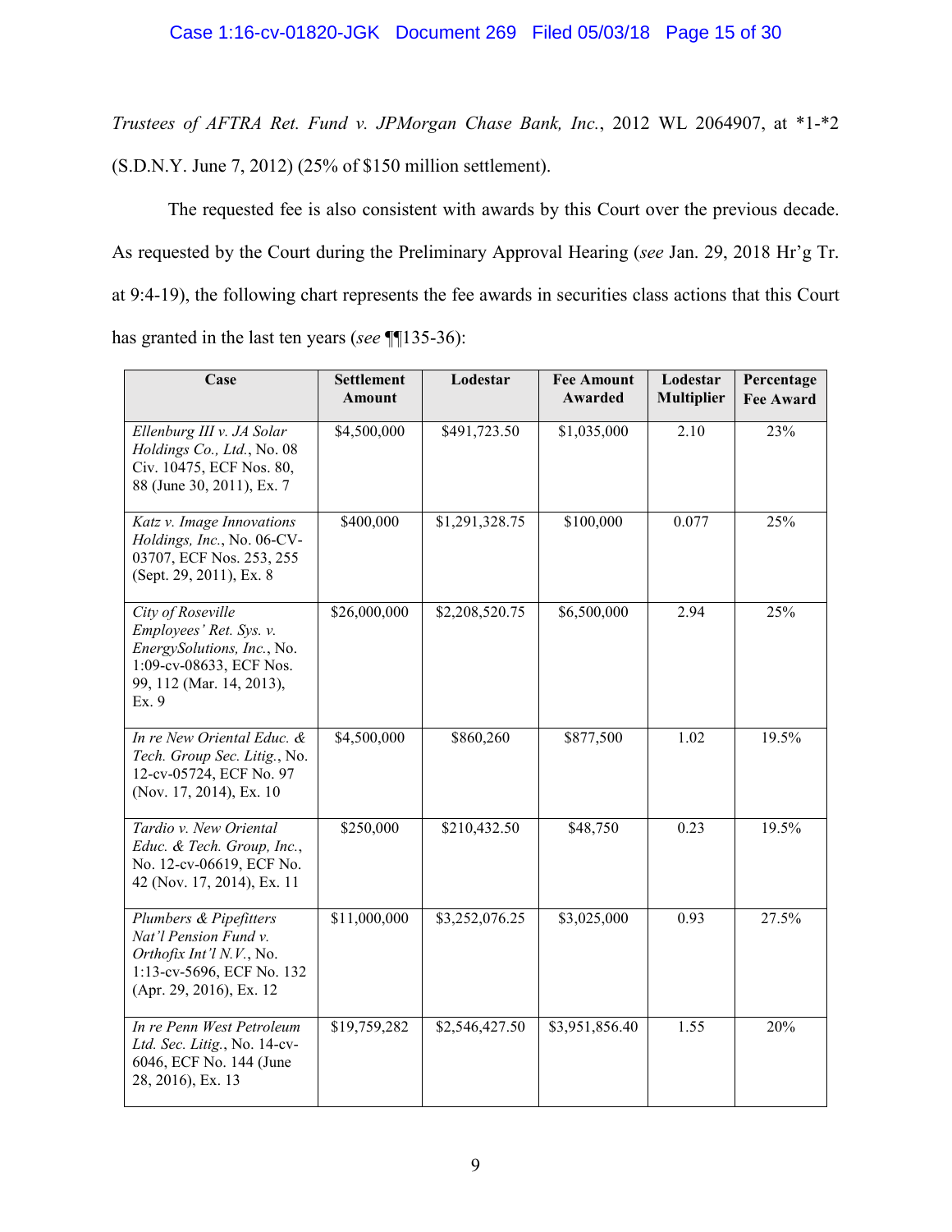*Trustees of AFTRA Ret. Fund v. JPMorgan Chase Bank, Inc.*, 2012 WL 2064907, at *1-*2 (S.D.N.Y. June 7, 2012) (25% of $150 million settlement).

The requested fee is also consistent with awards by this Court over the previous decade. As requested by the Court during the Preliminary Approval Hearing (*see* Jan. 29, 2018 Hr'g Tr. at 9:4-19), the following chart represents the fee awards in securities class actions that this Court has granted in the last ten years (*see* ¶¶135-36):

| Case | Settlement Amount | Lodestar | Fee Amount Awarded | Lodestar Multiplier | Percentage Fee Award |
|---|---|---|---|---|---|
| *Ellenburg III v. JA Solar Holdings Co., Ltd.*, No. 08 Civ. 10475, ECF Nos. 80, 88 (June 30, 2011), Ex. 7 | $4,500,000 | $491,723.50 | $1,035,000 | 2.10 | 23% |
| *Katz v. Image Innovations Holdings, Inc.*, No. 06-CV-03707, ECF Nos. 253, 255 (Sept. 29, 2011), Ex. 8 | $400,000 | $1,291,328.75 | $100,000 | 0.077 | 25% |
| *City of Roseville Employees' Ret. Sys. v. EnergySolutions, Inc.*, No. 1:09-cv-08633, ECF Nos. 99, 112 (Mar. 14, 2013), Ex. 9 | $26,000,000 | $2,208,520.75 | $6,500,000 | 2.94 | 25% |
| *In re New Oriental Educ. & Tech. Group Sec. Litig.*, No. 12-cv-05724, ECF No. 97 (Nov. 17, 2014), Ex. 10 | $4,500,000 | $860,260 | $877,500 | 1.02 | 19.5% |
| *Tardio v. New Oriental Educ. & Tech. Group, Inc.*, No. 12-cv-06619, ECF No. 42 (Nov. 17, 2014), Ex. 11 | $250,000 | $210,432.50 | $48,750 | 0.23 | 19.5% |
| *Plumbers & Pipefitters Nat'l Pension Fund v. Orthofix Int'l N.V.*, No. 1:13-cv-5696, ECF No. 132 (Apr. 29, 2016), Ex. 12 | $11,000,000 | $3,252,076.25 | $3,025,000 | 0.93 | 27.5% |
| *In re Penn West Petroleum Ltd. Sec. Litig.*, No. 14-cv-6046, ECF No. 144 (June 28, 2016), Ex. 13 | $19,759,282 | $2,546,427.50 | $3,951,856.40 | 1.55 | 20% |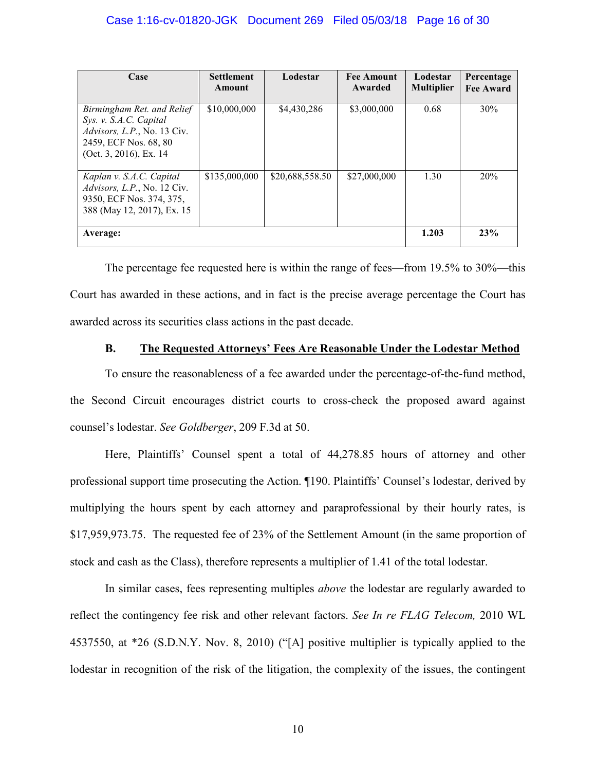| Case | Settlement Amount | Lodestar | Fee Amount Awarded | Lodestar Multiplier | Percentage Fee Award |
|---|---|---|---|---|---|
| *Birmingham Ret. and Relief Sys. v. S.A.C. Capital Advisors, L.P.*, No. 13 Civ. 2459, ECF Nos. 68, 80 (Oct. 3, 2016), Ex. 14 | $10,000,000 | $4,430,286 | $3,000,000 | 0.68 | 30% |
| *Kaplan v. S.A.C. Capital Advisors, L.P.*, No. 12 Civ. 9350, ECF Nos. 374, 375, 388 (May 12, 2017), Ex. 15 | $135,000,000 | $20,688,558.50 | $27,000,000 | 1.30 | 20% |
| **Average:** | | | | **1.203** | **23%** |

The percentage fee requested here is within the range of fees—from 19.5% to 30%—this Court has awarded in these actions, and in fact is the precise average percentage the Court has awarded across its securities class actions in the past decade.

### B. The Requested Attorneys' Fees Are Reasonable Under the Lodestar Method

To ensure the reasonableness of a fee awarded under the percentage-of-the-fund method, the Second Circuit encourages district courts to cross-check the proposed award against counsel's lodestar. *See Goldberger*, 209 F.3d at 50.

Here, Plaintiffs' Counsel spent a total of 44,278.85 hours of attorney and other professional support time prosecuting the Action. ¶190. Plaintiffs' Counsel's lodestar, derived by multiplying the hours spent by each attorney and paraprofessional by their hourly rates, is $17,959,973.75. The requested fee of 23% of the Settlement Amount (in the same proportion of stock and cash as the Class), therefore represents a multiplier of 1.41 of the total lodestar.

In similar cases, fees representing multiples *above* the lodestar are regularly awarded to reflect the contingency fee risk and other relevant factors. *See In re FLAG Telecom,* 2010 WL 4537550, at *26 (S.D.N.Y. Nov. 8, 2010) ("[A] positive multiplier is typically applied to the lodestar in recognition of the risk of the litigation, the complexity of the issues, the contingent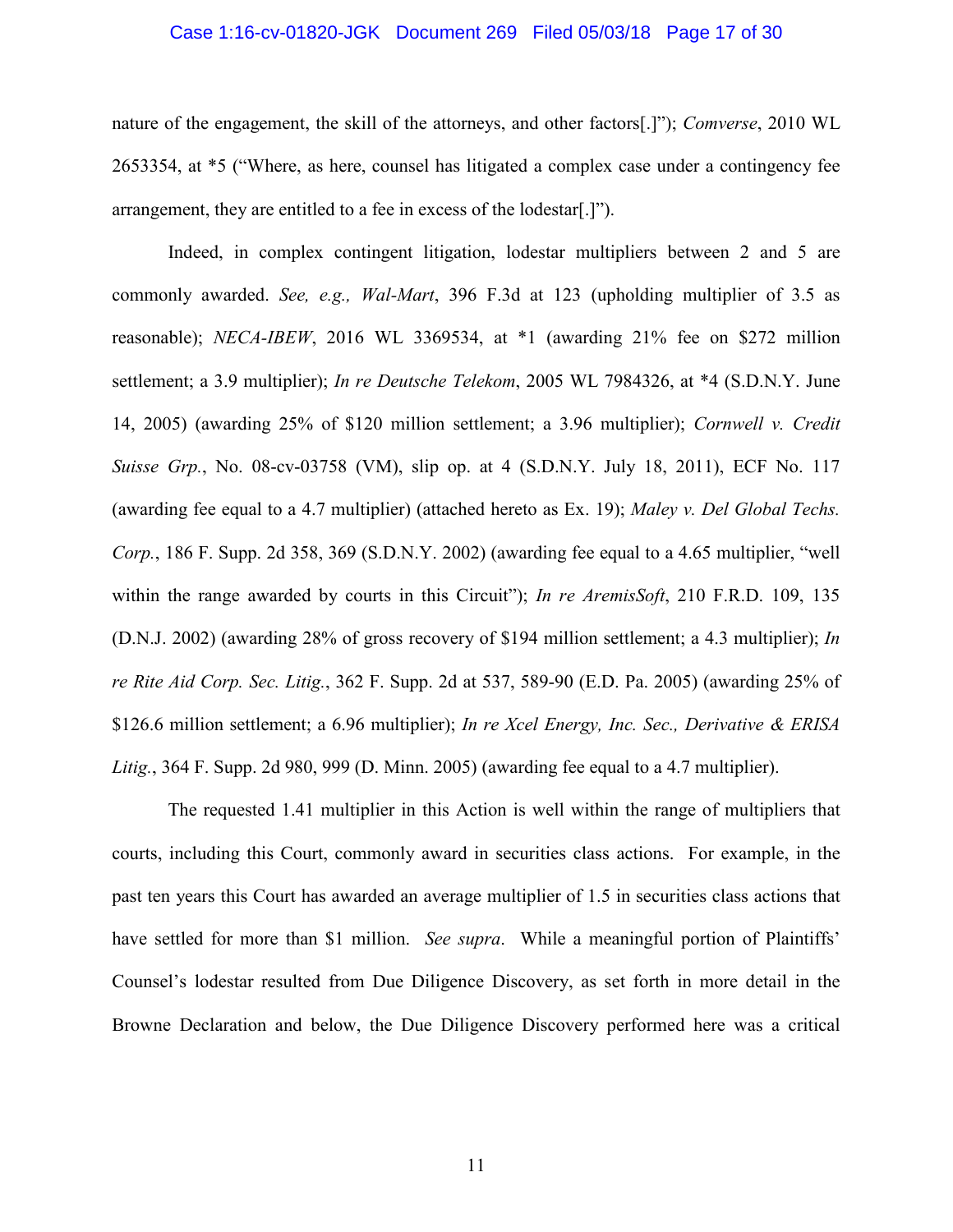nature of the engagement, the skill of the attorneys, and other factors[.]"); *Comverse*, 2010 WL 2653354, at *5 ("Where, as here, counsel has litigated a complex case under a contingency fee arrangement, they are entitled to a fee in excess of the lodestar[.]").

Indeed, in complex contingent litigation, lodestar multipliers between 2 and 5 are commonly awarded. *See, e.g., Wal-Mart*, 396 F.3d at 123 (upholding multiplier of 3.5 as reasonable); *NECA-IBEW*, 2016 WL 3369534, at *1 (awarding 21% fee on $272 million settlement; a 3.9 multiplier); *In re Deutsche Telekom*, 2005 WL 7984326, at *4 (S.D.N.Y. June 14, 2005) (awarding 25% of $120 million settlement; a 3.96 multiplier); *Cornwell v. Credit Suisse Grp.*, No. 08-cv-03758 (VM), slip op. at 4 (S.D.N.Y. July 18, 2011), ECF No. 117 (awarding fee equal to a 4.7 multiplier) (attached hereto as Ex. 19); *Maley v. Del Global Techs. Corp.*, 186 F. Supp. 2d 358, 369 (S.D.N.Y. 2002) (awarding fee equal to a 4.65 multiplier, "well within the range awarded by courts in this Circuit"); *In re AremisSoft*, 210 F.R.D. 109, 135 (D.N.J. 2002) (awarding 28% of gross recovery of $194 million settlement; a 4.3 multiplier); *In re Rite Aid Corp. Sec. Litig.*, 362 F. Supp. 2d at 537, 589-90 (E.D. Pa. 2005) (awarding 25% of $126.6 million settlement; a 6.96 multiplier); *In re Xcel Energy, Inc. Sec., Derivative & ERISA Litig.*, 364 F. Supp. 2d 980, 999 (D. Minn. 2005) (awarding fee equal to a 4.7 multiplier).

The requested 1.41 multiplier in this Action is well within the range of multipliers that courts, including this Court, commonly award in securities class actions. For example, in the past ten years this Court has awarded an average multiplier of 1.5 in securities class actions that have settled for more than $1 million. *See supra*. While a meaningful portion of Plaintiffs' Counsel's lodestar resulted from Due Diligence Discovery, as set forth in more detail in the Browne Declaration and below, the Due Diligence Discovery performed here was a critical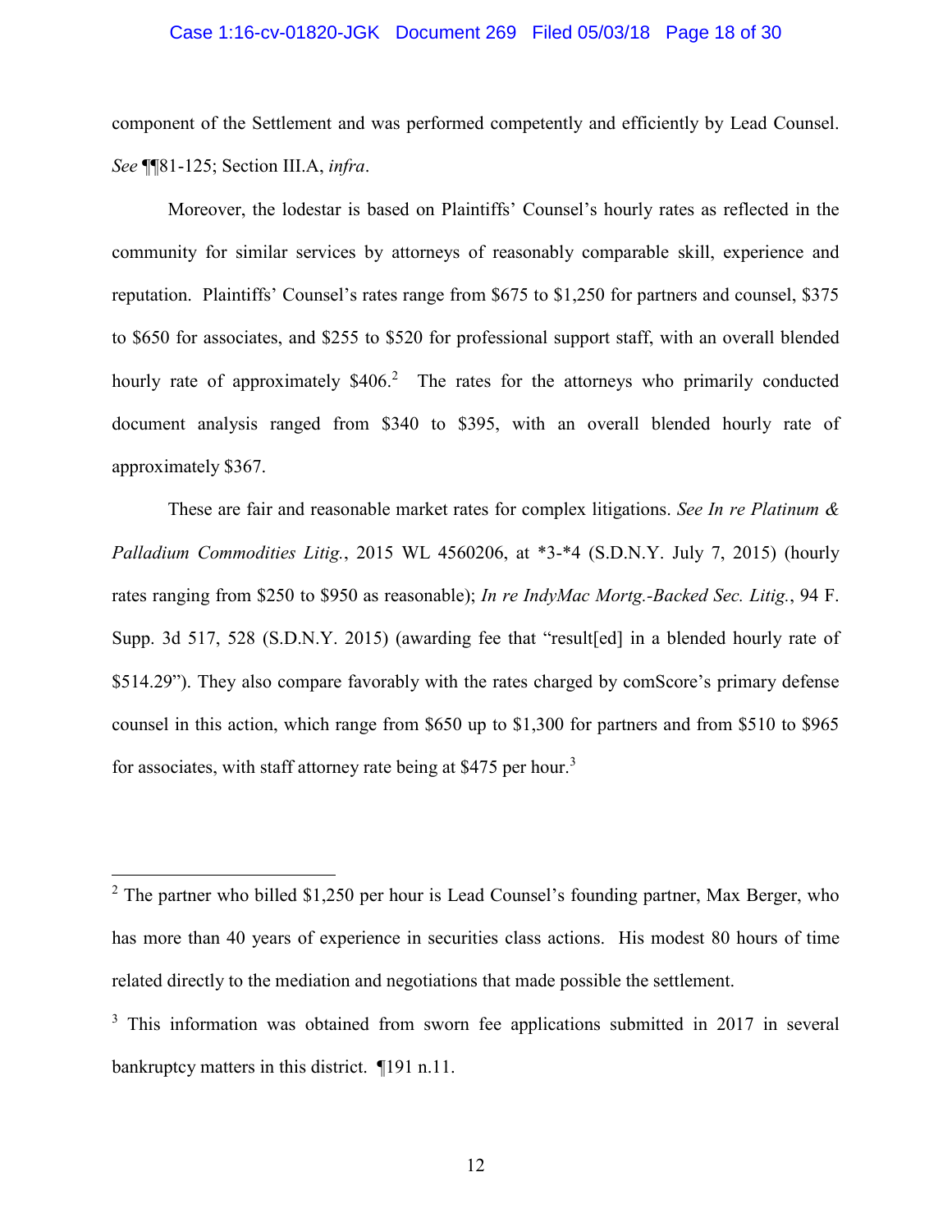component of the Settlement and was performed competently and efficiently by Lead Counsel. *See* ¶¶81-125; Section III.A, *infra*.

Moreover, the lodestar is based on Plaintiffs' Counsel's hourly rates as reflected in the community for similar services by attorneys of reasonably comparable skill, experience and reputation. Plaintiffs' Counsel's rates range from $675 to $1,250 for partners and counsel, $375 to $650 for associates, and $255 to $520 for professional support staff, with an overall blended hourly rate of approximately $406.[2] The rates for the attorneys who primarily conducted document analysis ranged from $340 to $395, with an overall blended hourly rate of approximately $367.

These are fair and reasonable market rates for complex litigations. *See In re Platinum & Palladium Commodities Litig.*, 2015 WL 4560206, at *3-*4 (S.D.N.Y. July 7, 2015) (hourly rates ranging from $250 to $950 as reasonable); *In re IndyMac Mortg.-Backed Sec. Litig.*, 94 F. Supp. 3d 517, 528 (S.D.N.Y. 2015) (awarding fee that "result[ed] in a blended hourly rate of $514.29"). They also compare favorably with the rates charged by comScore's primary defense counsel in this action, which range from $650 up to $1,300 for partners and from $510 to $965 for associates, with staff attorney rate being at $475 per hour.[3]

---

[2] The partner who billed $1,250 per hour is Lead Counsel's founding partner, Max Berger, who has more than 40 years of experience in securities class actions. His modest 80 hours of time related directly to the mediation and negotiations that made possible the settlement.

[3] This information was obtained from sworn fee applications submitted in 2017 in several bankruptcy matters in this district. ¶191 n.11.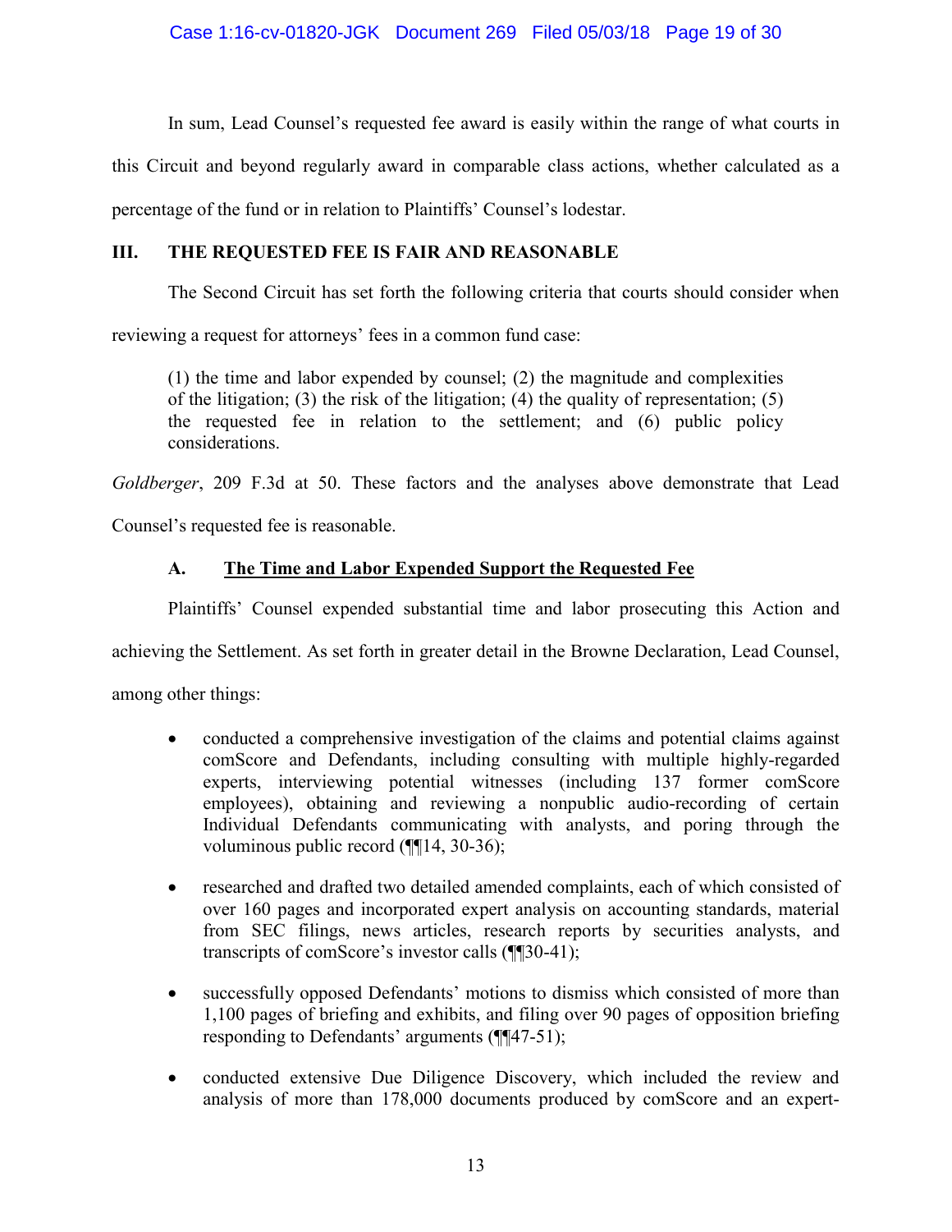In sum, Lead Counsel's requested fee award is easily within the range of what courts in this Circuit and beyond regularly award in comparable class actions, whether calculated as a percentage of the fund or in relation to Plaintiffs' Counsel's lodestar.

## III. THE REQUESTED FEE IS FAIR AND REASONABLE

The Second Circuit has set forth the following criteria that courts should consider when reviewing a request for attorneys' fees in a common fund case:

> (1) the time and labor expended by counsel; (2) the magnitude and complexities of the litigation; (3) the risk of the litigation; (4) the quality of representation; (5) the requested fee in relation to the settlement; and (6) public policy considerations.

*Goldberger*, 209 F.3d at 50. These factors and the analyses above demonstrate that Lead Counsel's requested fee is reasonable.

### A. The Time and Labor Expended Support the Requested Fee

Plaintiffs' Counsel expended substantial time and labor prosecuting this Action and achieving the Settlement. As set forth in greater detail in the Browne Declaration, Lead Counsel, among other things:

- conducted a comprehensive investigation of the claims and potential claims against comScore and Defendants, including consulting with multiple highly-regarded experts, interviewing potential witnesses (including 137 former comScore employees), obtaining and reviewing a nonpublic audio-recording of certain Individual Defendants communicating with analysts, and poring through the voluminous public record (¶¶14, 30-36);
- researched and drafted two detailed amended complaints, each of which consisted of over 160 pages and incorporated expert analysis on accounting standards, material from SEC filings, news articles, research reports by securities analysts, and transcripts of comScore's investor calls (¶¶30-41);
- successfully opposed Defendants' motions to dismiss which consisted of more than 1,100 pages of briefing and exhibits, and filing over 90 pages of opposition briefing responding to Defendants' arguments (¶¶47-51);
- conducted extensive Due Diligence Discovery, which included the review and analysis of more than 178,000 documents produced by comScore and an expert-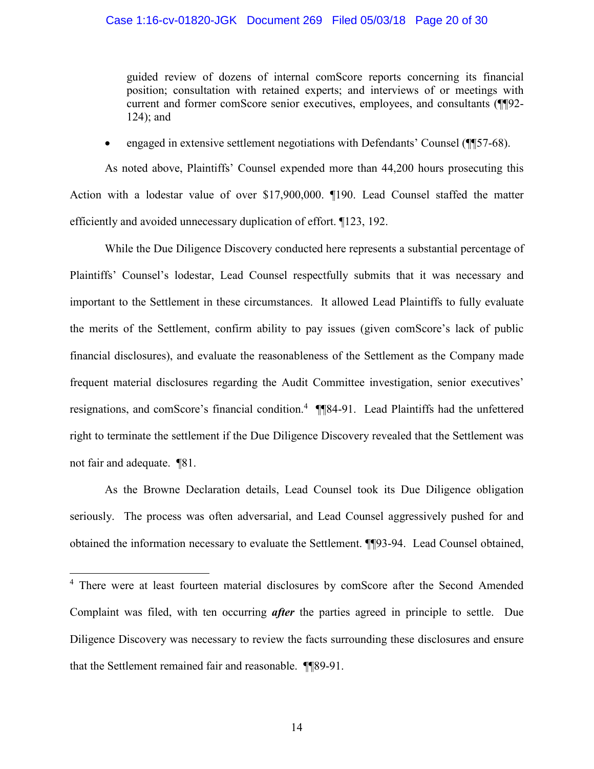guided review of dozens of internal comScore reports concerning its financial position; consultation with retained experts; and interviews of or meetings with current and former comScore senior executives, employees, and consultants (¶¶92-124); and

- engaged in extensive settlement negotiations with Defendants' Counsel (¶¶57-68).

As noted above, Plaintiffs' Counsel expended more than 44,200 hours prosecuting this Action with a lodestar value of over $17,900,000. ¶190. Lead Counsel staffed the matter efficiently and avoided unnecessary duplication of effort. ¶123, 192.

While the Due Diligence Discovery conducted here represents a substantial percentage of Plaintiffs' Counsel's lodestar, Lead Counsel respectfully submits that it was necessary and important to the Settlement in these circumstances. It allowed Lead Plaintiffs to fully evaluate the merits of the Settlement, confirm ability to pay issues (given comScore's lack of public financial disclosures), and evaluate the reasonableness of the Settlement as the Company made frequent material disclosures regarding the Audit Committee investigation, senior executives' resignations, and comScore's financial condition.[4] ¶¶84-91. Lead Plaintiffs had the unfettered right to terminate the settlement if the Due Diligence Discovery revealed that the Settlement was not fair and adequate. ¶81.

As the Browne Declaration details, Lead Counsel took its Due Diligence obligation seriously. The process was often adversarial, and Lead Counsel aggressively pushed for and obtained the information necessary to evaluate the Settlement. ¶¶93-94. Lead Counsel obtained,

---

[4] There were at least fourteen material disclosures by comScore after the Second Amended Complaint was filed, with ten occurring ***after*** the parties agreed in principle to settle. Due Diligence Discovery was necessary to review the facts surrounding these disclosures and ensure that the Settlement remained fair and reasonable. ¶¶89-91.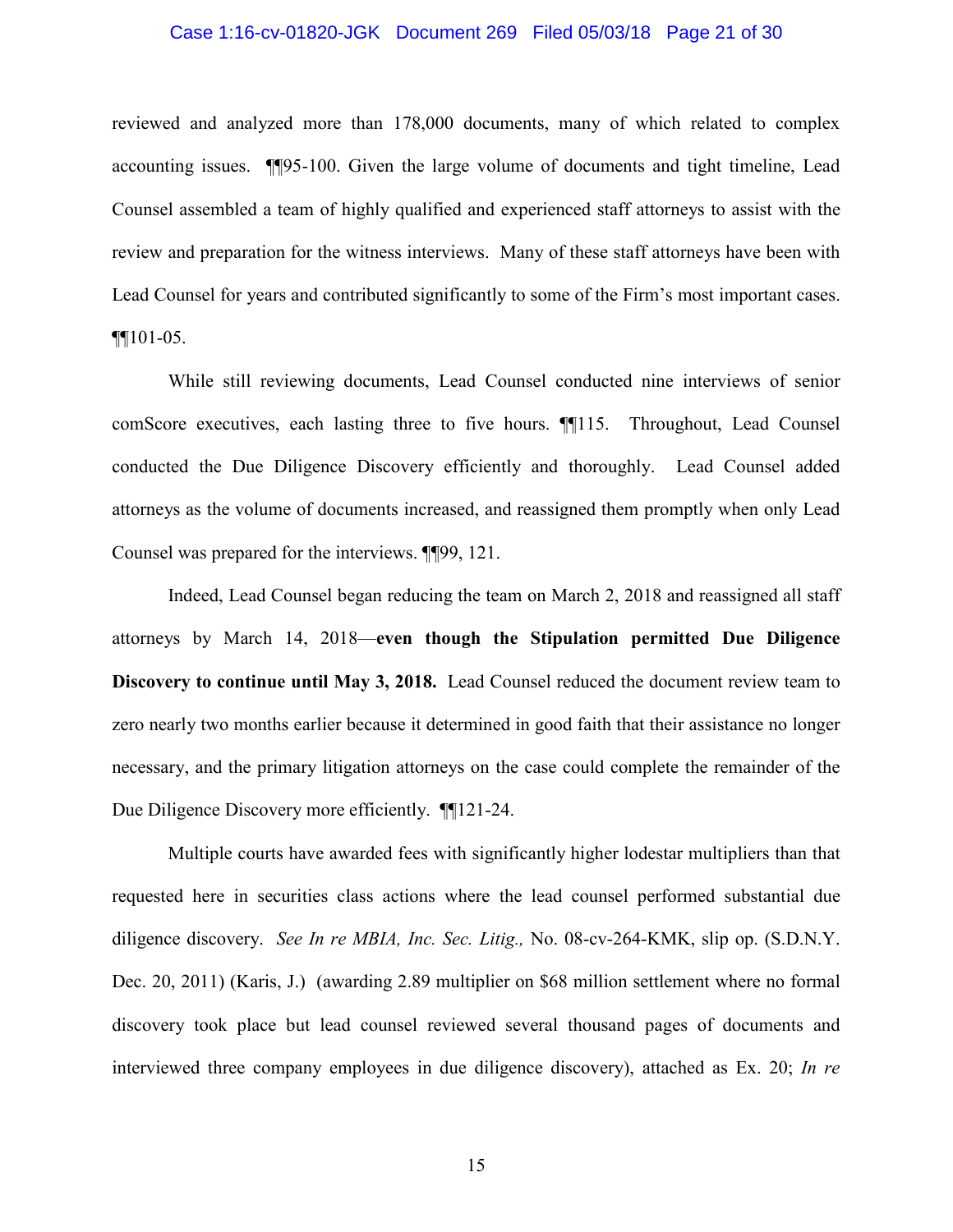reviewed and analyzed more than 178,000 documents, many of which related to complex accounting issues. ¶¶95-100. Given the large volume of documents and tight timeline, Lead Counsel assembled a team of highly qualified and experienced staff attorneys to assist with the review and preparation for the witness interviews. Many of these staff attorneys have been with Lead Counsel for years and contributed significantly to some of the Firm's most important cases. ¶¶101-05.

While still reviewing documents, Lead Counsel conducted nine interviews of senior comScore executives, each lasting three to five hours. ¶¶115. Throughout, Lead Counsel conducted the Due Diligence Discovery efficiently and thoroughly. Lead Counsel added attorneys as the volume of documents increased, and reassigned them promptly when only Lead Counsel was prepared for the interviews. ¶¶99, 121.

Indeed, Lead Counsel began reducing the team on March 2, 2018 and reassigned all staff attorneys by March 14, 2018—**even though the Stipulation permitted Due Diligence Discovery to continue until May 3, 2018.** Lead Counsel reduced the document review team to zero nearly two months earlier because it determined in good faith that their assistance no longer necessary, and the primary litigation attorneys on the case could complete the remainder of the Due Diligence Discovery more efficiently. ¶¶121-24.

Multiple courts have awarded fees with significantly higher lodestar multipliers than that requested here in securities class actions where the lead counsel performed substantial due diligence discovery. *See In re MBIA, Inc. Sec. Litig.,* No. 08-cv-264-KMK, slip op. (S.D.N.Y. Dec. 20, 2011) (Karis, J.) (awarding 2.89 multiplier on $68 million settlement where no formal discovery took place but lead counsel reviewed several thousand pages of documents and interviewed three company employees in due diligence discovery), attached as Ex. 20; *In re*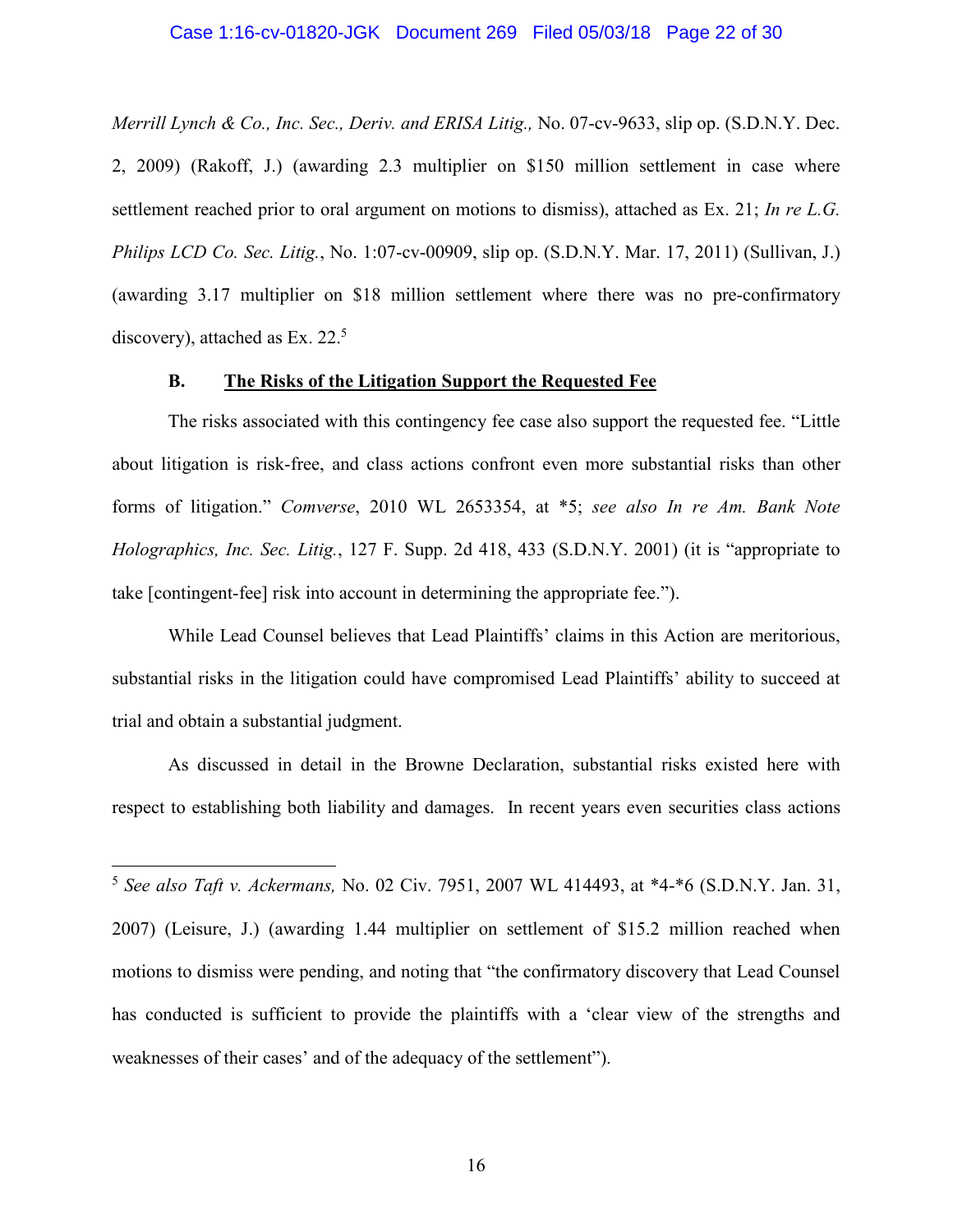*Merrill Lynch & Co., Inc. Sec., Deriv. and ERISA Litig.,* No. 07-cv-9633, slip op. (S.D.N.Y. Dec. 2, 2009) (Rakoff, J.) (awarding 2.3 multiplier on $150 million settlement in case where settlement reached prior to oral argument on motions to dismiss), attached as Ex. 21; *In re L.G. Philips LCD Co. Sec. Litig.*, No. 1:07-cv-00909, slip op. (S.D.N.Y. Mar. 17, 2011) (Sullivan, J.) (awarding 3.17 multiplier on $18 million settlement where there was no pre-confirmatory discovery), attached as Ex. 22.[5]

### B. <u>The Risks of the Litigation Support the Requested Fee</u>

The risks associated with this contingency fee case also support the requested fee. "Little about litigation is risk-free, and class actions confront even more substantial risks than other forms of litigation." *Comverse*, 2010 WL 2653354, at *5; *see also In re Am. Bank Note Holographics, Inc. Sec. Litig.*, 127 F. Supp. 2d 418, 433 (S.D.N.Y. 2001) (it is "appropriate to take [contingent-fee] risk into account in determining the appropriate fee.").

While Lead Counsel believes that Lead Plaintiffs' claims in this Action are meritorious, substantial risks in the litigation could have compromised Lead Plaintiffs' ability to succeed at trial and obtain a substantial judgment.

As discussed in detail in the Browne Declaration, substantial risks existed here with respect to establishing both liability and damages. In recent years even securities class actions

---

[5] *See also Taft v. Ackermans,* No. 02 Civ. 7951, 2007 WL 414493, at *4-*6 (S.D.N.Y. Jan. 31, 2007) (Leisure, J.) (awarding 1.44 multiplier on settlement of $15.2 million reached when motions to dismiss were pending, and noting that "the confirmatory discovery that Lead Counsel has conducted is sufficient to provide the plaintiffs with a 'clear view of the strengths and weaknesses of their cases' and of the adequacy of the settlement").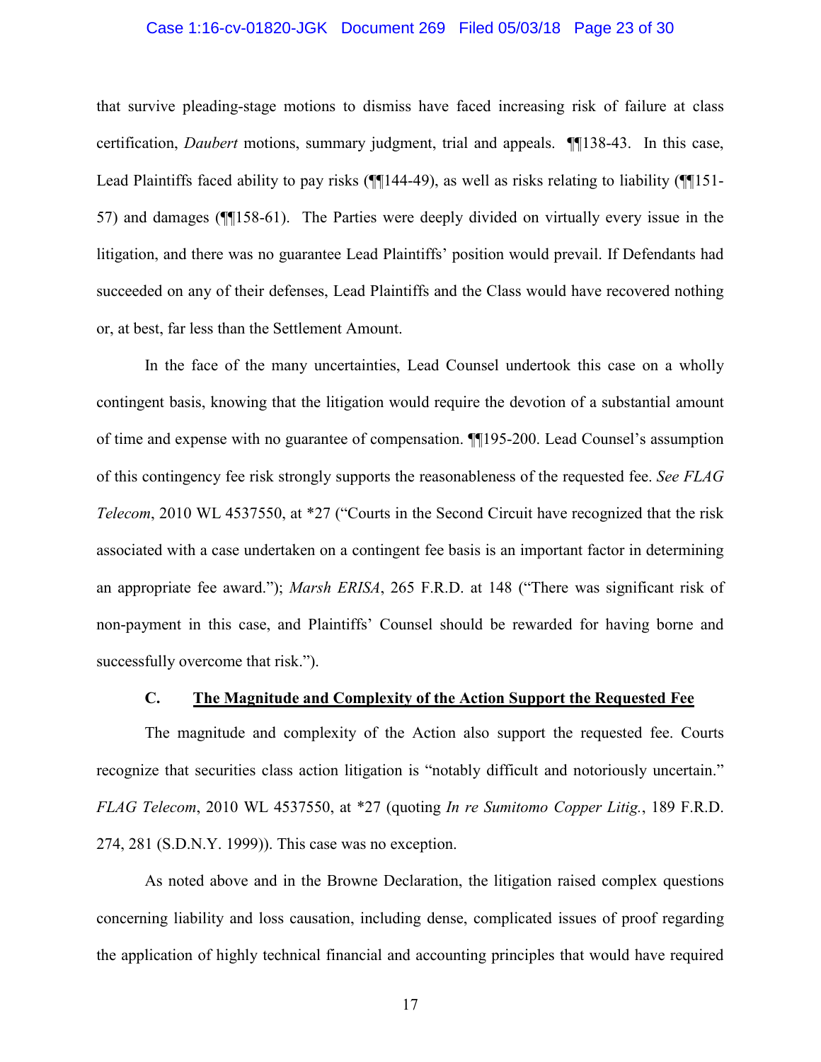that survive pleading-stage motions to dismiss have faced increasing risk of failure at class certification, *Daubert* motions, summary judgment, trial and appeals. ¶¶138-43. In this case, Lead Plaintiffs faced ability to pay risks (¶¶144-49), as well as risks relating to liability (¶¶151-57) and damages (¶¶158-61). The Parties were deeply divided on virtually every issue in the litigation, and there was no guarantee Lead Plaintiffs' position would prevail. If Defendants had succeeded on any of their defenses, Lead Plaintiffs and the Class would have recovered nothing or, at best, far less than the Settlement Amount.

In the face of the many uncertainties, Lead Counsel undertook this case on a wholly contingent basis, knowing that the litigation would require the devotion of a substantial amount of time and expense with no guarantee of compensation. ¶¶195-200. Lead Counsel's assumption of this contingency fee risk strongly supports the reasonableness of the requested fee. *See FLAG Telecom*, 2010 WL 4537550, at *27 ("Courts in the Second Circuit have recognized that the risk associated with a case undertaken on a contingent fee basis is an important factor in determining an appropriate fee award."); *Marsh ERISA*, 265 F.R.D. at 148 ("There was significant risk of non-payment in this case, and Plaintiffs' Counsel should be rewarded for having borne and successfully overcome that risk.").

### C. The Magnitude and Complexity of the Action Support the Requested Fee

The magnitude and complexity of the Action also support the requested fee. Courts recognize that securities class action litigation is "notably difficult and notoriously uncertain." *FLAG Telecom*, 2010 WL 4537550, at *27 (quoting *In re Sumitomo Copper Litig.*, 189 F.R.D. 274, 281 (S.D.N.Y. 1999)). This case was no exception.

As noted above and in the Browne Declaration, the litigation raised complex questions concerning liability and loss causation, including dense, complicated issues of proof regarding the application of highly technical financial and accounting principles that would have required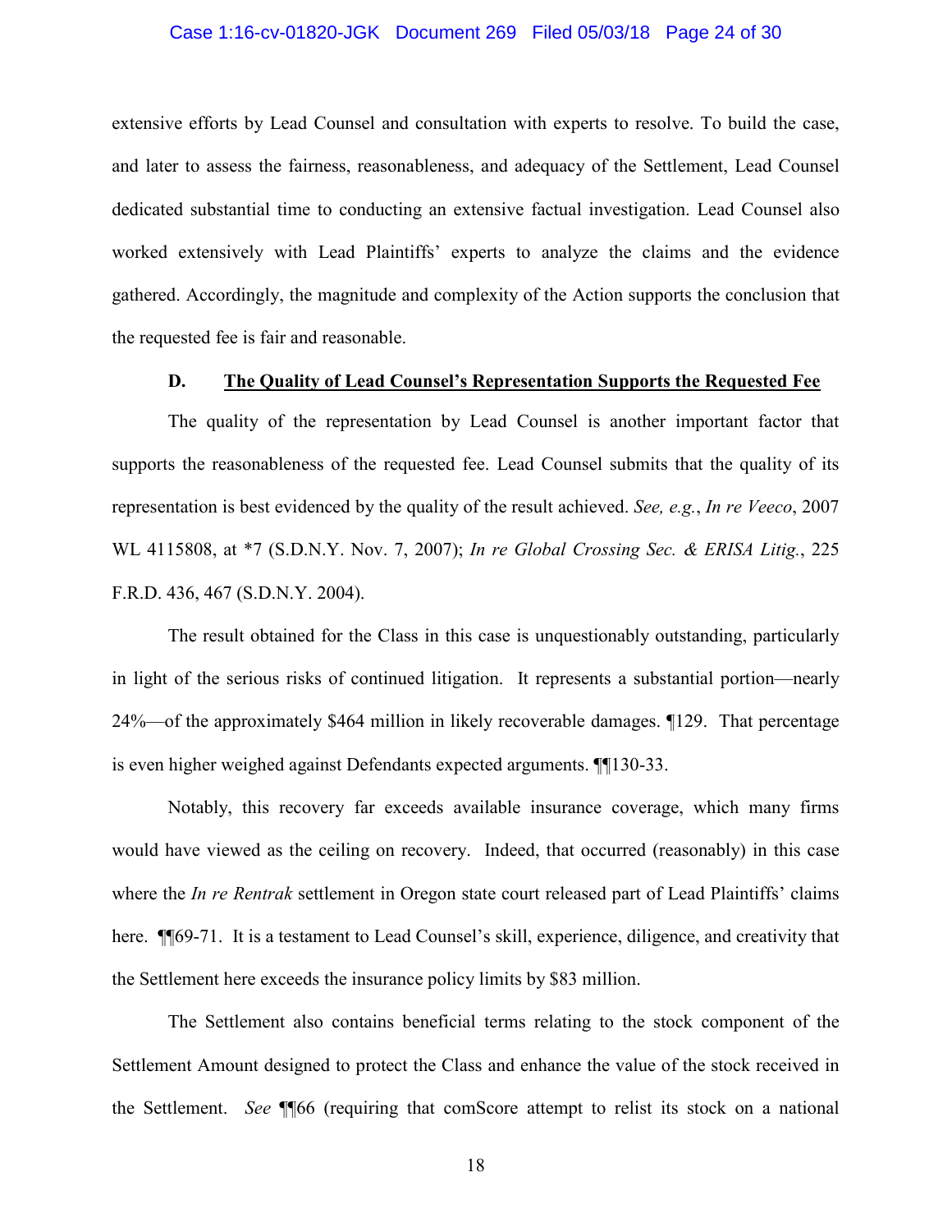extensive efforts by Lead Counsel and consultation with experts to resolve. To build the case, and later to assess the fairness, reasonableness, and adequacy of the Settlement, Lead Counsel dedicated substantial time to conducting an extensive factual investigation. Lead Counsel also worked extensively with Lead Plaintiffs' experts to analyze the claims and the evidence gathered. Accordingly, the magnitude and complexity of the Action supports the conclusion that the requested fee is fair and reasonable.

### D. The Quality of Lead Counsel's Representation Supports the Requested Fee

The quality of the representation by Lead Counsel is another important factor that supports the reasonableness of the requested fee. Lead Counsel submits that the quality of its representation is best evidenced by the quality of the result achieved. *See, e.g.*, *In re Veeco*, 2007 WL 4115808, at *7 (S.D.N.Y. Nov. 7, 2007); *In re Global Crossing Sec. & ERISA Litig.*, 225 F.R.D. 436, 467 (S.D.N.Y. 2004).

The result obtained for the Class in this case is unquestionably outstanding, particularly in light of the serious risks of continued litigation. It represents a substantial portion—nearly 24%—of the approximately $464 million in likely recoverable damages. ¶129. That percentage is even higher weighed against Defendants expected arguments. ¶¶130-33.

Notably, this recovery far exceeds available insurance coverage, which many firms would have viewed as the ceiling on recovery. Indeed, that occurred (reasonably) in this case where the *In re Rentrak* settlement in Oregon state court released part of Lead Plaintiffs' claims here. ¶¶69-71. It is a testament to Lead Counsel's skill, experience, diligence, and creativity that the Settlement here exceeds the insurance policy limits by $83 million.

The Settlement also contains beneficial terms relating to the stock component of the Settlement Amount designed to protect the Class and enhance the value of the stock received in the Settlement. *See* ¶¶66 (requiring that comScore attempt to relist its stock on a national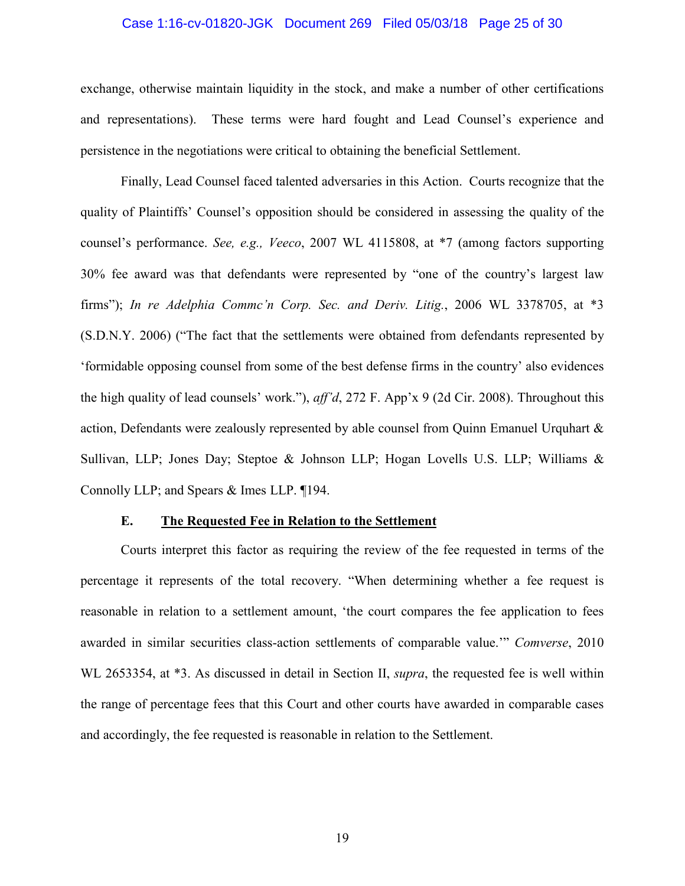exchange, otherwise maintain liquidity in the stock, and make a number of other certifications and representations). These terms were hard fought and Lead Counsel's experience and persistence in the negotiations were critical to obtaining the beneficial Settlement.

Finally, Lead Counsel faced talented adversaries in this Action. Courts recognize that the quality of Plaintiffs' Counsel's opposition should be considered in assessing the quality of the counsel's performance. *See, e.g., Veeco*, 2007 WL 4115808, at *7 (among factors supporting 30% fee award was that defendants were represented by "one of the country's largest law firms"); *In re Adelphia Commc'n Corp. Sec. and Deriv. Litig.*, 2006 WL 3378705, at *3 (S.D.N.Y. 2006) ("The fact that the settlements were obtained from defendants represented by 'formidable opposing counsel from some of the best defense firms in the country' also evidences the high quality of lead counsels' work."), *aff'd*, 272 F. App'x 9 (2d Cir. 2008). Throughout this action, Defendants were zealously represented by able counsel from Quinn Emanuel Urquhart & Sullivan, LLP; Jones Day; Steptoe & Johnson LLP; Hogan Lovells U.S. LLP; Williams & Connolly LLP; and Spears & Imes LLP. ¶194.

### E. <u>The Requested Fee in Relation to the Settlement</u>

Courts interpret this factor as requiring the review of the fee requested in terms of the percentage it represents of the total recovery. "When determining whether a fee request is reasonable in relation to a settlement amount, 'the court compares the fee application to fees awarded in similar securities class-action settlements of comparable value.'" *Comverse*, 2010 WL 2653354, at *3. As discussed in detail in Section II, *supra*, the requested fee is well within the range of percentage fees that this Court and other courts have awarded in comparable cases and accordingly, the fee requested is reasonable in relation to the Settlement.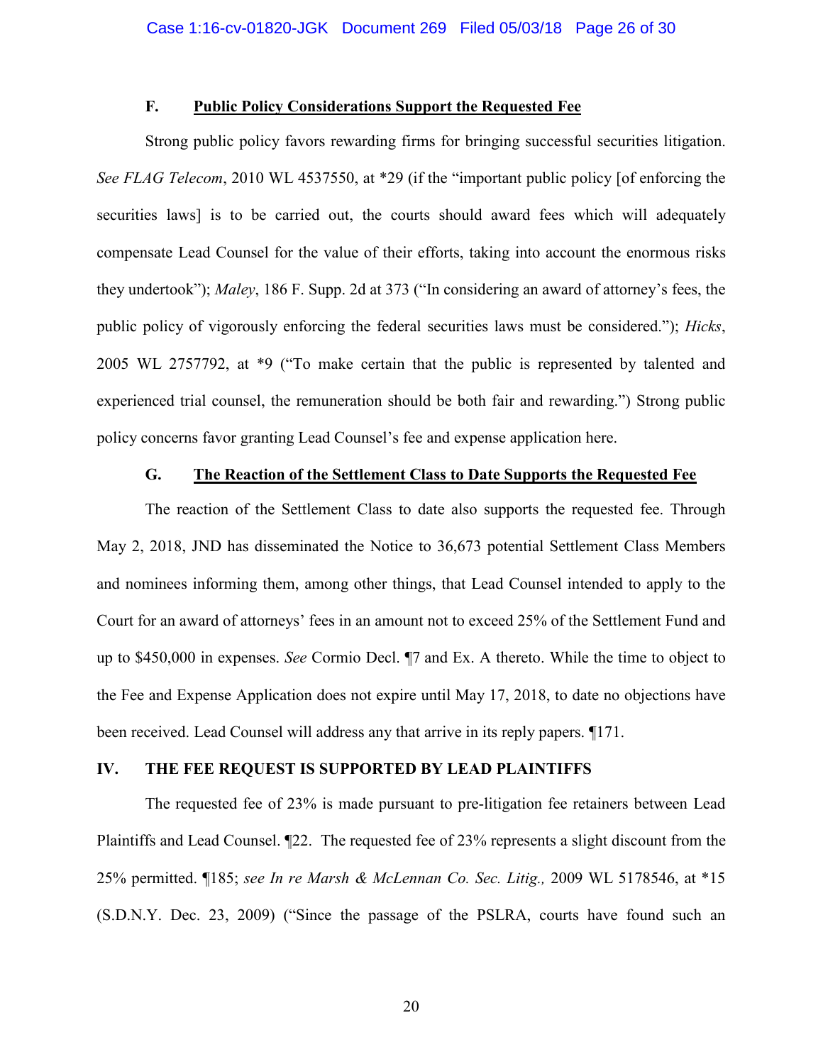### F. <u>Public Policy Considerations Support the Requested Fee</u>

Strong public policy favors rewarding firms for bringing successful securities litigation. *See FLAG Telecom*, 2010 WL 4537550, at *29 (if the "important public policy [of enforcing the securities laws] is to be carried out, the courts should award fees which will adequately compensate Lead Counsel for the value of their efforts, taking into account the enormous risks they undertook"); *Maley*, 186 F. Supp. 2d at 373 ("In considering an award of attorney's fees, the public policy of vigorously enforcing the federal securities laws must be considered."); *Hicks*, 2005 WL 2757792, at *9 ("To make certain that the public is represented by talented and experienced trial counsel, the remuneration should be both fair and rewarding.") Strong public policy concerns favor granting Lead Counsel's fee and expense application here.

### G. <u>The Reaction of the Settlement Class to Date Supports the Requested Fee</u>

The reaction of the Settlement Class to date also supports the requested fee. Through May 2, 2018, JND has disseminated the Notice to 36,673 potential Settlement Class Members and nominees informing them, among other things, that Lead Counsel intended to apply to the Court for an award of attorneys' fees in an amount not to exceed 25% of the Settlement Fund and up to $450,000 in expenses. *See* Cormio Decl. ¶7 and Ex. A thereto. While the time to object to the Fee and Expense Application does not expire until May 17, 2018, to date no objections have been received. Lead Counsel will address any that arrive in its reply papers. ¶171.

## IV. THE FEE REQUEST IS SUPPORTED BY LEAD PLAINTIFFS

The requested fee of 23% is made pursuant to pre-litigation fee retainers between Lead Plaintiffs and Lead Counsel. ¶22. The requested fee of 23% represents a slight discount from the 25% permitted. ¶185; *see In re Marsh & McLennan Co. Sec. Litig.,* 2009 WL 5178546, at *15 (S.D.N.Y. Dec. 23, 2009) ("Since the passage of the PSLRA, courts have found such an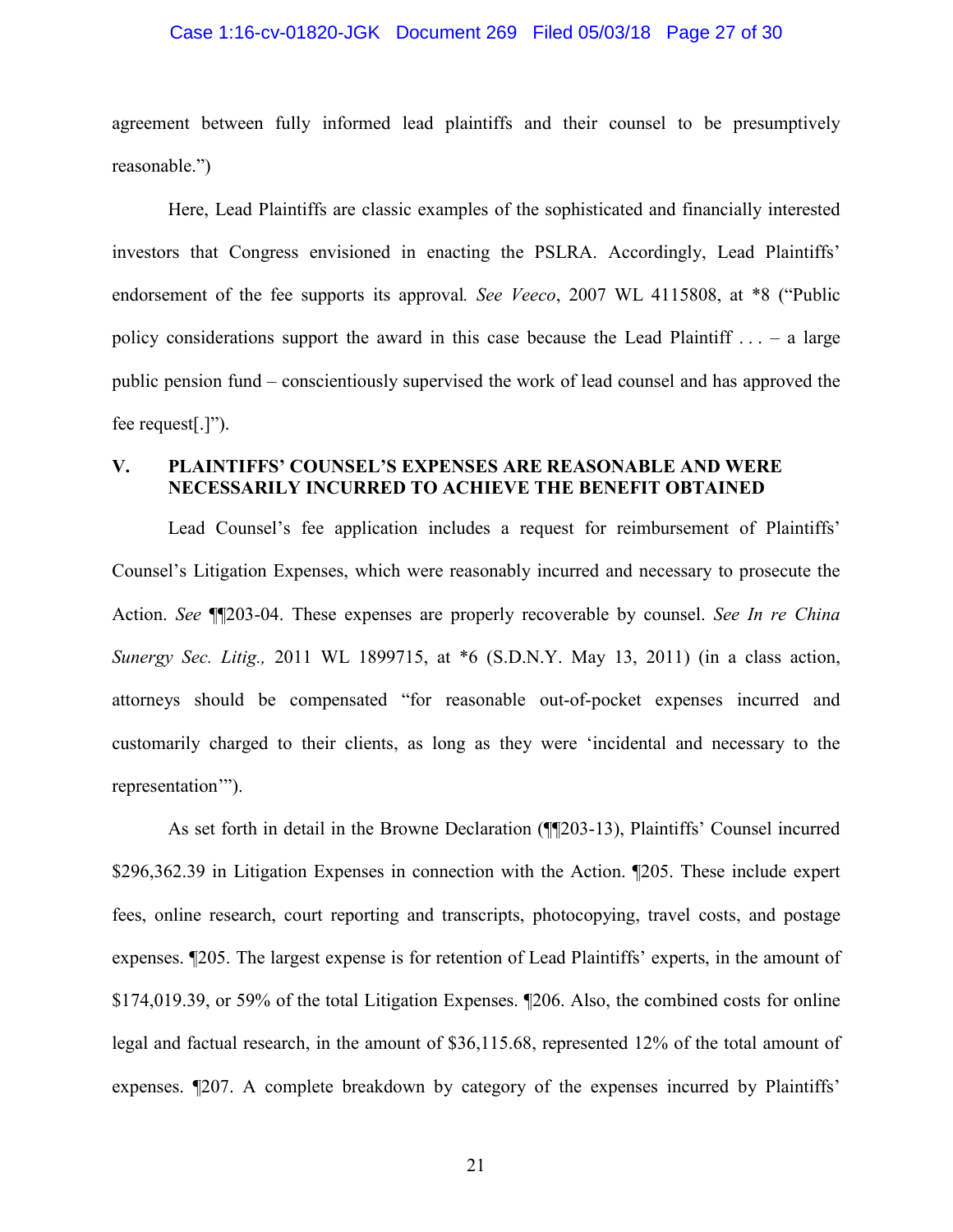agreement between fully informed lead plaintiffs and their counsel to be presumptively reasonable.")

Here, Lead Plaintiffs are classic examples of the sophisticated and financially interested investors that Congress envisioned in enacting the PSLRA. Accordingly, Lead Plaintiffs' endorsement of the fee supports its approval. *See Veeco*, 2007 WL 4115808, at *8 ("Public policy considerations support the award in this case because the Lead Plaintiff . . . – a large public pension fund – conscientiously supervised the work of lead counsel and has approved the fee request[.]").

## V. PLAINTIFFS' COUNSEL'S EXPENSES ARE REASONABLE AND WERE NECESSARILY INCURRED TO ACHIEVE THE BENEFIT OBTAINED

Lead Counsel's fee application includes a request for reimbursement of Plaintiffs' Counsel's Litigation Expenses, which were reasonably incurred and necessary to prosecute the Action. *See* ¶¶203-04. These expenses are properly recoverable by counsel. *See In re China Sunergy Sec. Litig.,* 2011 WL 1899715, at *6 (S.D.N.Y. May 13, 2011) (in a class action, attorneys should be compensated "for reasonable out-of-pocket expenses incurred and customarily charged to their clients, as long as they were 'incidental and necessary to the representation'").

As set forth in detail in the Browne Declaration (¶¶203-13), Plaintiffs' Counsel incurred $296,362.39 in Litigation Expenses in connection with the Action. ¶205. These include expert fees, online research, court reporting and transcripts, photocopying, travel costs, and postage expenses. ¶205. The largest expense is for retention of Lead Plaintiffs' experts, in the amount of $174,019.39, or 59% of the total Litigation Expenses. ¶206. Also, the combined costs for online legal and factual research, in the amount of $36,115.68, represented 12% of the total amount of expenses. ¶207. A complete breakdown by category of the expenses incurred by Plaintiffs'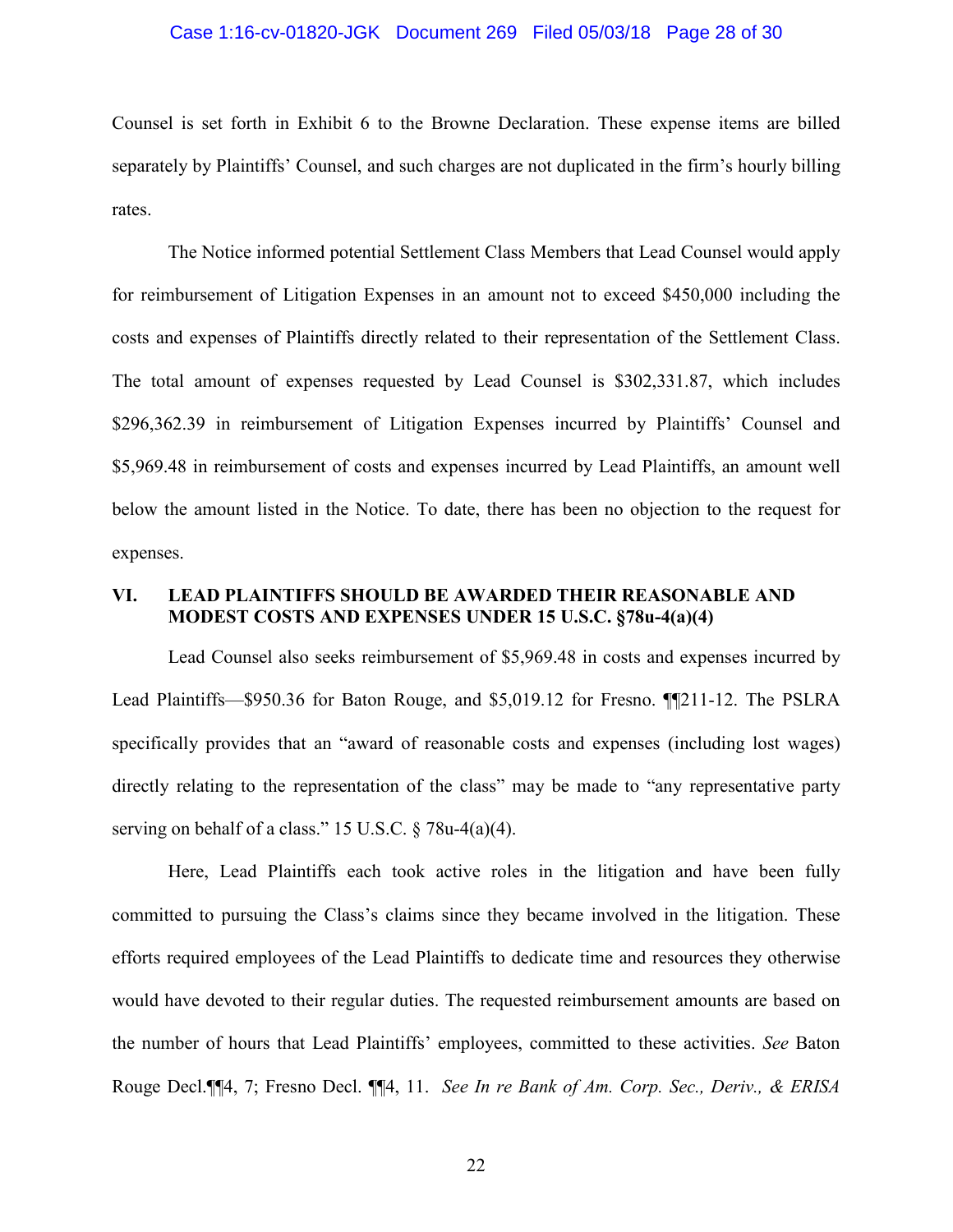Counsel is set forth in Exhibit 6 to the Browne Declaration. These expense items are billed separately by Plaintiffs' Counsel, and such charges are not duplicated in the firm's hourly billing rates.

The Notice informed potential Settlement Class Members that Lead Counsel would apply for reimbursement of Litigation Expenses in an amount not to exceed $450,000 including the costs and expenses of Plaintiffs directly related to their representation of the Settlement Class. The total amount of expenses requested by Lead Counsel is $302,331.87, which includes $296,362.39 in reimbursement of Litigation Expenses incurred by Plaintiffs' Counsel and $5,969.48 in reimbursement of costs and expenses incurred by Lead Plaintiffs, an amount well below the amount listed in the Notice. To date, there has been no objection to the request for expenses.

## VI. LEAD PLAINTIFFS SHOULD BE AWARDED THEIR REASONABLE AND MODEST COSTS AND EXPENSES UNDER 15 U.S.C. §78u-4(a)(4)

Lead Counsel also seeks reimbursement of $5,969.48 in costs and expenses incurred by Lead Plaintiffs—$950.36 for Baton Rouge, and $5,019.12 for Fresno. ¶¶211-12. The PSLRA specifically provides that an "award of reasonable costs and expenses (including lost wages) directly relating to the representation of the class" may be made to "any representative party serving on behalf of a class." 15 U.S.C. § 78u-4(a)(4).

Here, Lead Plaintiffs each took active roles in the litigation and have been fully committed to pursuing the Class's claims since they became involved in the litigation. These efforts required employees of the Lead Plaintiffs to dedicate time and resources they otherwise would have devoted to their regular duties. The requested reimbursement amounts are based on the number of hours that Lead Plaintiffs' employees, committed to these activities. *See* Baton Rouge Decl.¶¶4, 7; Fresno Decl. ¶¶4, 11. *See In re Bank of Am. Corp. Sec., Deriv., & ERISA*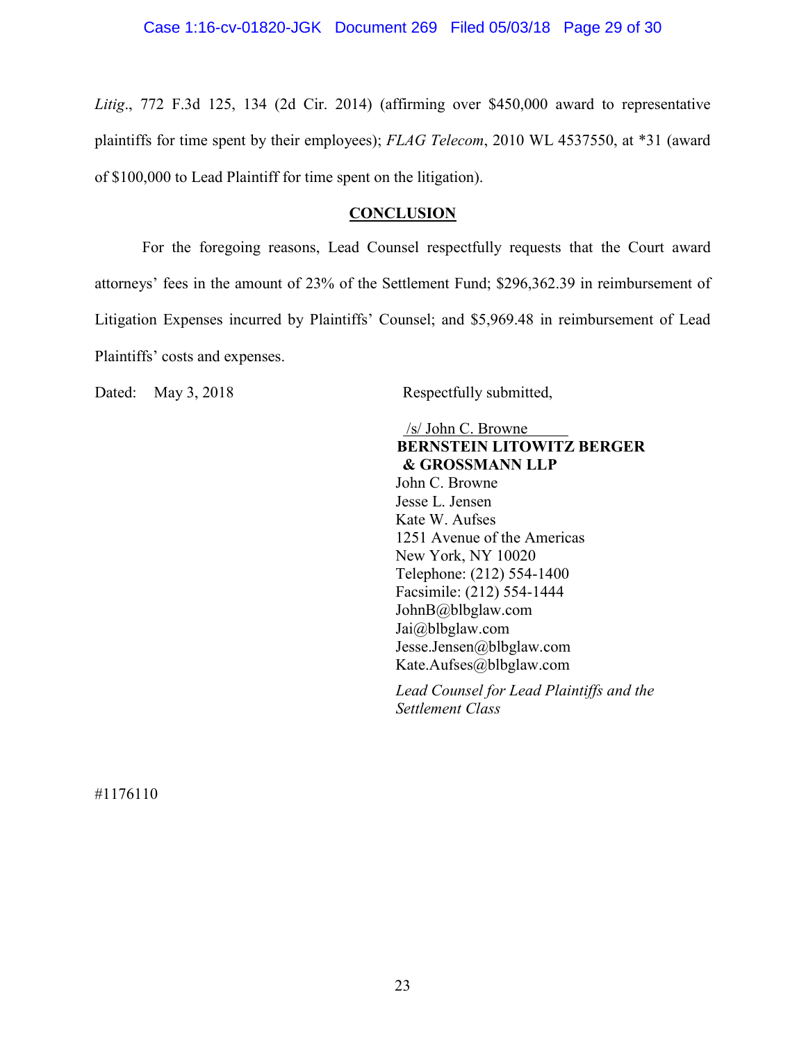*Litig.*, 772 F.3d 125, 134 (2d Cir. 2014) (affirming over $450,000 award to representative plaintiffs for time spent by their employees); *FLAG Telecom*, 2010 WL 4537550, at *31 (award of $100,000 to Lead Plaintiff for time spent on the litigation).

## CONCLUSION

For the foregoing reasons, Lead Counsel respectfully requests that the Court award attorneys' fees in the amount of 23% of the Settlement Fund; $296,362.39 in reimbursement of Litigation Expenses incurred by Plaintiffs' Counsel; and $5,969.48 in reimbursement of Lead Plaintiffs' costs and expenses.

Dated: May 3, 2018

Respectfully submitted,

/s/ John C. Browne
**BERNSTEIN LITOWITZ BERGER & GROSSMANN LLP**
John C. Browne
Jesse L. Jensen
Kate W. Aufses
1251 Avenue of the Americas
New York, NY 10020
Telephone: (212) 554-1400
Facsimile: (212) 554-1444
JohnB@blbglaw.com
Jai@blbglaw.com
Jesse.Jensen@blbglaw.com
Kate.Aufses@blbglaw.com

*Lead Counsel for Lead Plaintiffs and the Settlement Class*

#1176110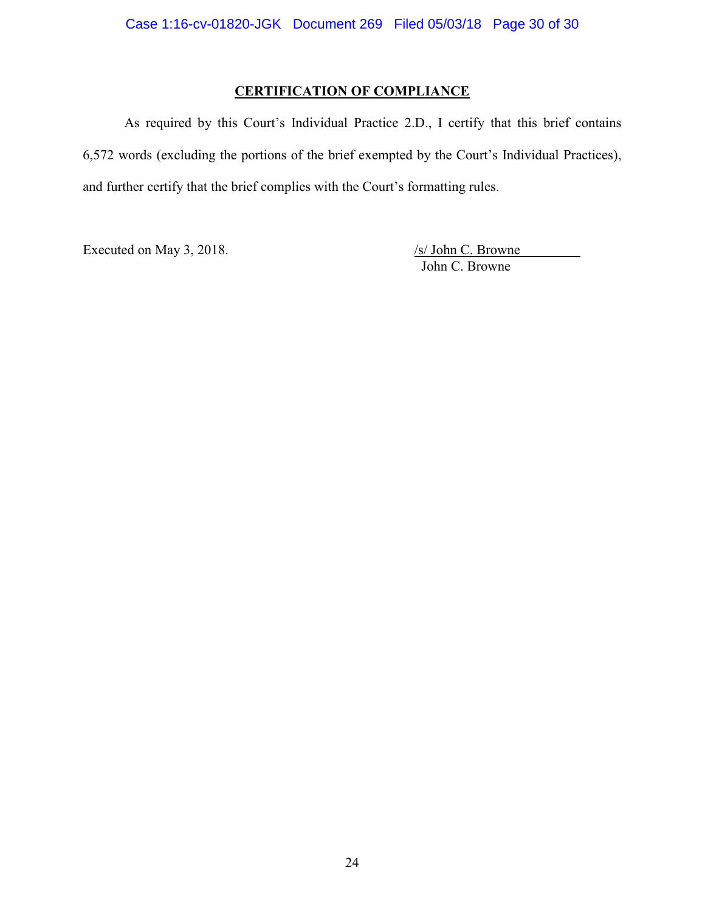**CERTIFICATION OF COMPLIANCE**

As required by this Court's Individual Practice 2.D., I certify that this brief contains 6,572 words (excluding the portions of the brief exempted by the Court's Individual Practices), and further certify that the brief complies with the Court's formatting rules.

Executed on May 3, 2018.

/s/ John C. Browne
John C. Browne